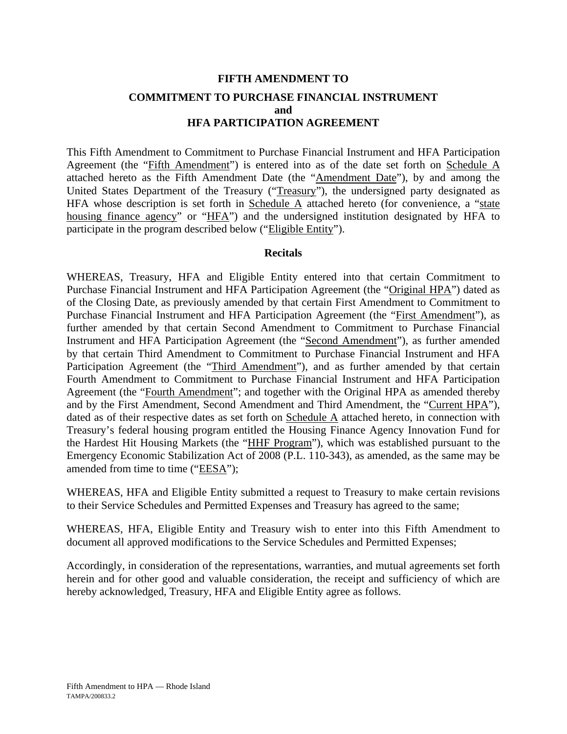# FIFTH AMENDMENT TO

# COMMITMENT TO PURCHASE FINANCIAL INSTRUMENT and HFA PARTICIPATION AGREEMENT

This Fifth Amendment to Commitment to Purchase Financial Instrument and HFA Participation Agreement (the "Fifth Amendment") is entered into as of the date set forth on Schedule A attached hereto as the Fifth Amendment Date (the "Amendment Date"), by and among the United States Department of the Treasury ("Treasury"), the undersigned party designated as HFA whose description is set forth in Schedule A attached hereto (for convenience, a "state housing finance agency" or "HFA") and the undersigned institution designated by HFA to participate in the program described below ("Eligible Entity").

## Recitals

WHEREAS, Treasury, HFA and Eligible Entity entered into that certain Commitment to Purchase Financial Instrument and HFA Participation Agreement (the "Original HPA") dated as of the Closing Date, as previously amended by that certain First Amendment to Commitment to Purchase Financial Instrument and HFA Participation Agreement (the "First Amendment"), as further amended by that certain Second Amendment to Commitment to Purchase Financial Instrument and HFA Participation Agreement (the "Second Amendment"), as further amended by that certain Third Amendment to Commitment to Purchase Financial Instrument and HFA Participation Agreement (the "Third Amendment"), and as further amended by that certain Fourth Amendment to Commitment to Purchase Financial Instrument and HFA Participation Agreement (the "Fourth Amendment"; and together with the Original HPA as amended thereby and by the First Amendment, Second Amendment and Third Amendment, the "Current HPA"), dated as of their respective dates as set forth on Schedule A attached hereto, in connection with Treasury's federal housing program entitled the Housing Finance Agency Innovation Fund for the Hardest Hit Housing Markets (the "HHF Program"), which was established pursuant to the Emergency Economic Stabilization Act of 2008 (P.L. 110-343), as amended, as the same may be amended from time to time ("EESA");

WHEREAS, HFA and Eligible Entity submitted a request to Treasury to make certain revisions to their Service Schedules and Permitted Expenses and Treasury has agreed to the same;

WHEREAS, HFA, Eligible Entity and Treasury wish to enter into this Fifth Amendment to document all approved modifications to the Service Schedules and Permitted Expenses;

Accordingly, in consideration of the representations, warranties, and mutual agreements set forth herein and for other good and valuable consideration, the receipt and sufficiency of which are hereby acknowledged, Treasury, HFA and Eligible Entity agree as follows.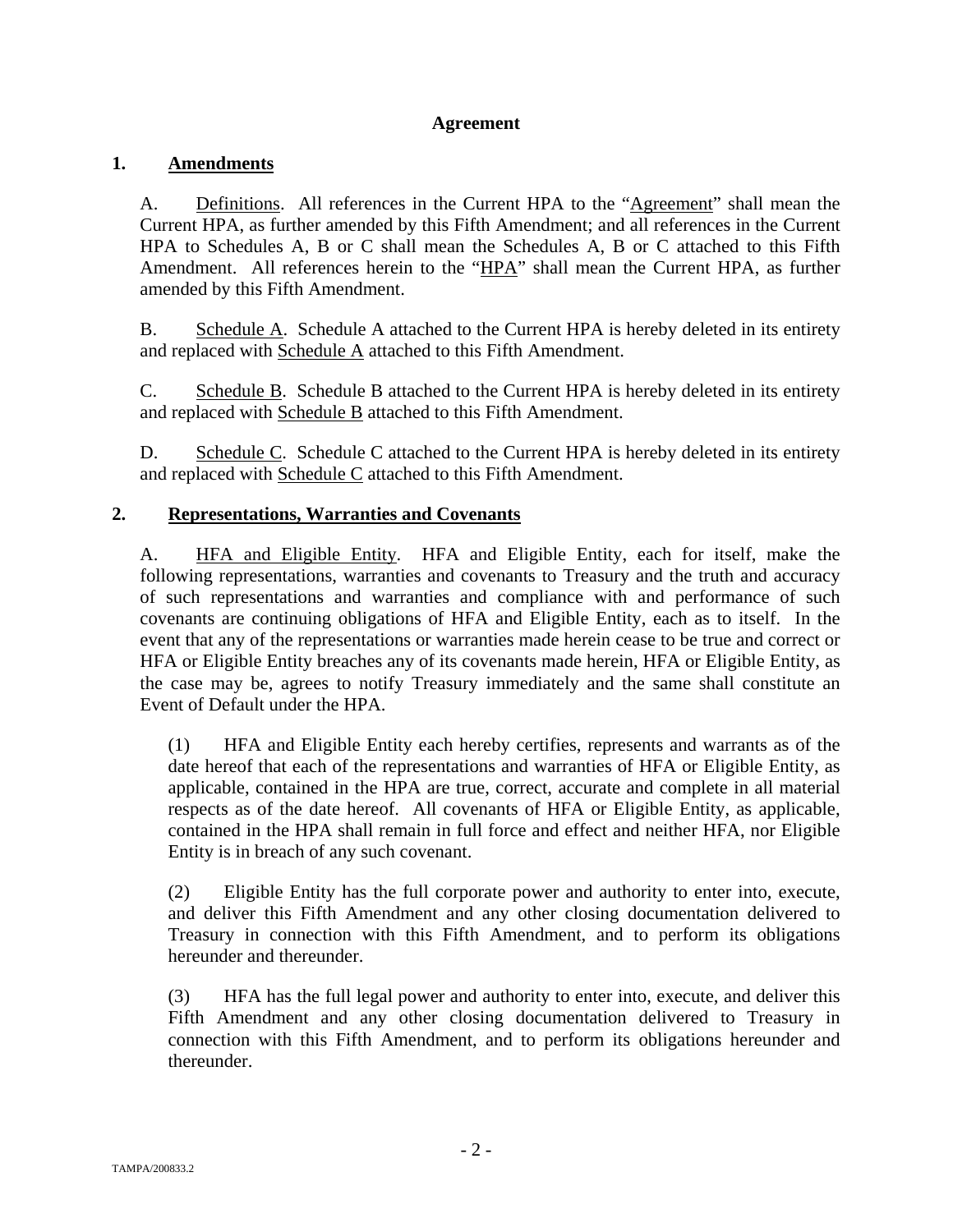## Agreement

### 1. Amendments

A. Definitions. All references in the Current HPA to the "Agreement" shall mean the Current HPA, as further amended by this Fifth Amendment; and all references in the Current HPA to Schedules A, B or C shall mean the Schedules A, B or C attached to this Fifth Amendment. All references herein to the "HPA" shall mean the Current HPA, as further amended by this Fifth Amendment.

B. Schedule A. Schedule A attached to the Current HPA is hereby deleted in its entirety and replaced with Schedule A attached to this Fifth Amendment.

C. Schedule B. Schedule B attached to the Current HPA is hereby deleted in its entirety and replaced with Schedule B attached to this Fifth Amendment.

D. Schedule C. Schedule C attached to the Current HPA is hereby deleted in its entirety and replaced with Schedule C attached to this Fifth Amendment.

### 2. Representations, Warranties and Covenants

A. HFA and Eligible Entity. HFA and Eligible Entity, each for itself, make the following representations, warranties and covenants to Treasury and the truth and accuracy of such representations and warranties and compliance with and performance of such covenants are continuing obligations of HFA and Eligible Entity, each as to itself. In the event that any of the representations or warranties made herein cease to be true and correct or HFA or Eligible Entity breaches any of its covenants made herein, HFA or Eligible Entity, as the case may be, agrees to notify Treasury immediately and the same shall constitute an Event of Default under the HPA.

(1) HFA and Eligible Entity each hereby certifies, represents and warrants as of the date hereof that each of the representations and warranties of HFA or Eligible Entity, as applicable, contained in the HPA are true, correct, accurate and complete in all material respects as of the date hereof. All covenants of HFA or Eligible Entity, as applicable, contained in the HPA shall remain in full force and effect and neither HFA, nor Eligible Entity is in breach of any such covenant.

(2) Eligible Entity has the full corporate power and authority to enter into, execute, and deliver this Fifth Amendment and any other closing documentation delivered to Treasury in connection with this Fifth Amendment, and to perform its obligations hereunder and thereunder.

(3) HFA has the full legal power and authority to enter into, execute, and deliver this Fifth Amendment and any other closing documentation delivered to Treasury in connection with this Fifth Amendment, and to perform its obligations hereunder and thereunder.

TAMPA/200833.2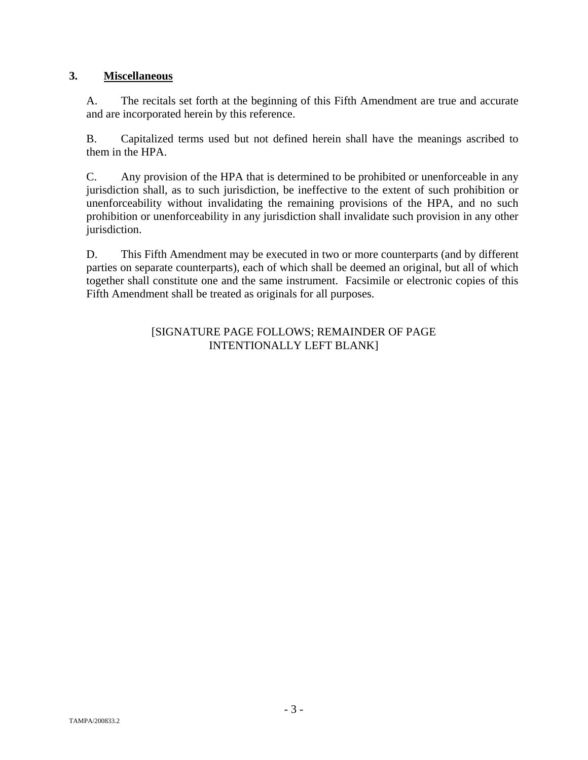## 3. **Miscellaneous**

A. The recitals set forth at the beginning of this Fifth Amendment are true and accurate and are incorporated herein by this reference.

B. Capitalized terms used but not defined herein shall have the meanings ascribed to them in the HPA.

C. Any provision of the HPA that is determined to be prohibited or unenforceable in any jurisdiction shall, as to such jurisdiction, be ineffective to the extent of such prohibition or unenforceability without invalidating the remaining provisions of the HPA, and no such prohibition or unenforceability in any jurisdiction shall invalidate such provision in any other jurisdiction.

D. This Fifth Amendment may be executed in two or more counterparts (and by different parties on separate counterparts), each of which shall be deemed an original, but all of which together shall constitute one and the same instrument. Facsimile or electronic copies of this Fifth Amendment shall be treated as originals for all purposes.

[SIGNATURE PAGE FOLLOWS; REMAINDER OF PAGE INTENTIONALLY LEFT BLANK]

TAMPA/200833.2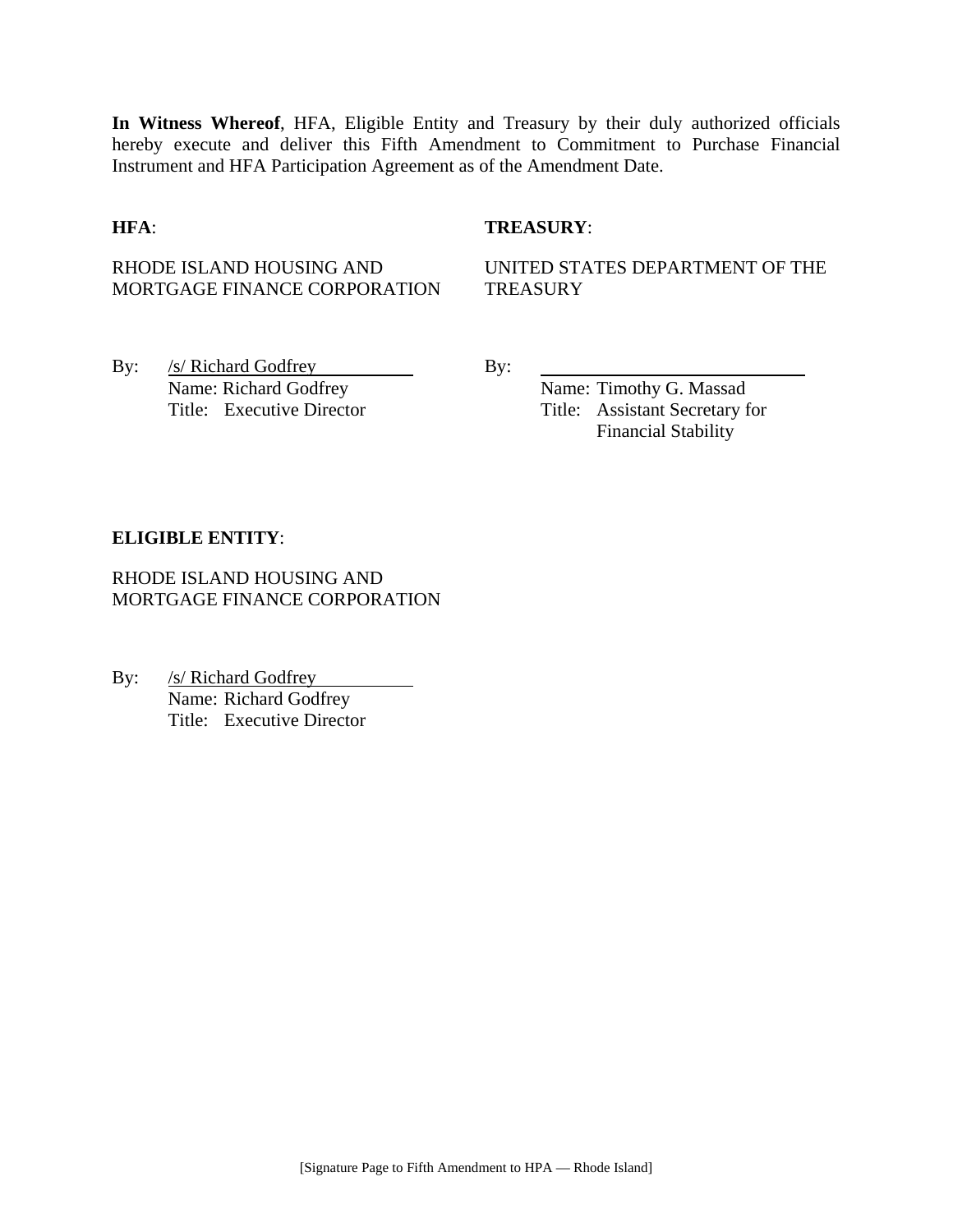**In Witness Whereof**, HFA, Eligible Entity and Treasury by their duly authorized officials hereby execute and deliver this Fifth Amendment to Commitment to Purchase Financial Instrument and HFA Participation Agreement as of the Amendment Date.

**HFA**:

RHODE ISLAND HOUSING AND MORTGAGE FINANCE CORPORATION

By: /s/ Richard Godfrey
Name: Richard Godfrey
Title: Executive Director

**TREASURY**:

UNITED STATES DEPARTMENT OF THE TREASURY

By: \_\_\_\_\_\_\_\_\_\_\_\_\_\_\_\_\_\_\_\_\_\_\_\_\_\_\_\_
Name: Timothy G. Massad
Title: Assistant Secretary for Financial Stability

**ELIGIBLE ENTITY**:

RHODE ISLAND HOUSING AND MORTGAGE FINANCE CORPORATION

By: /s/ Richard Godfrey
Name: Richard Godfrey
Title: Executive Director

[Signature Page to Fifth Amendment to HPA — Rhode Island]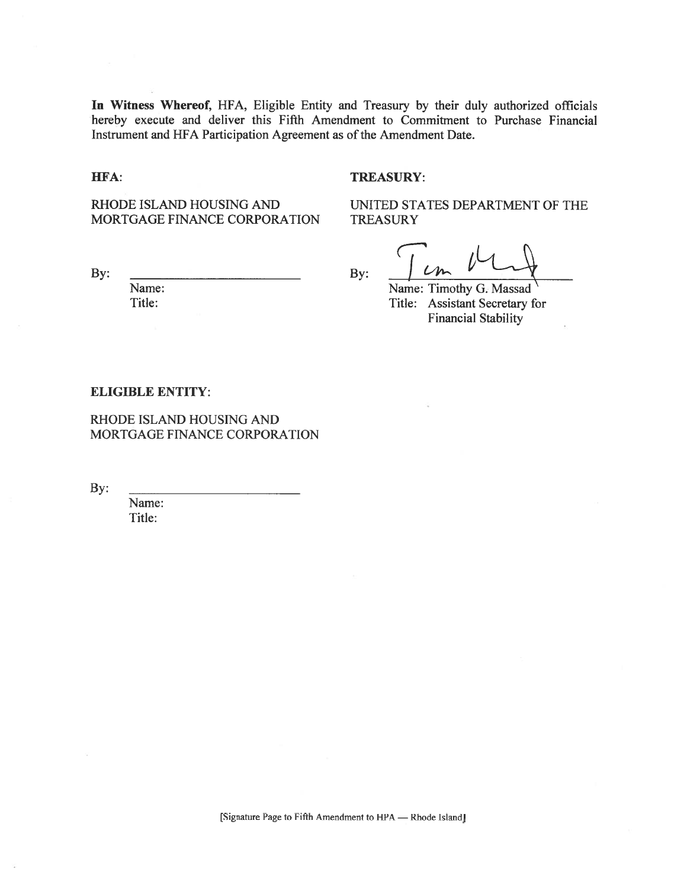**In Witness Whereof,** HFA, Eligible Entity and Treasury by their duly authorized officials hereby execute and deliver this Fifth Amendment to Commitment to Purchase Financial Instrument and HFA Participation Agreement as of the Amendment Date.

**HFA:**

RHODE ISLAND HOUSING AND MORTGAGE FINANCE CORPORATION

By: ____________________

Name:

Title:

**TREASURY:**

UNITED STATES DEPARTMENT OF THE TREASURY

By: ____________________

Name: Timothy G. Massad

Title: Assistant Secretary for Financial Stability

**ELIGIBLE ENTITY:**

RHODE ISLAND HOUSING AND MORTGAGE FINANCE CORPORATION

By: ____________________

Name:

Title:

[Signature Page to Fifth Amendment to HPA — Rhode Island]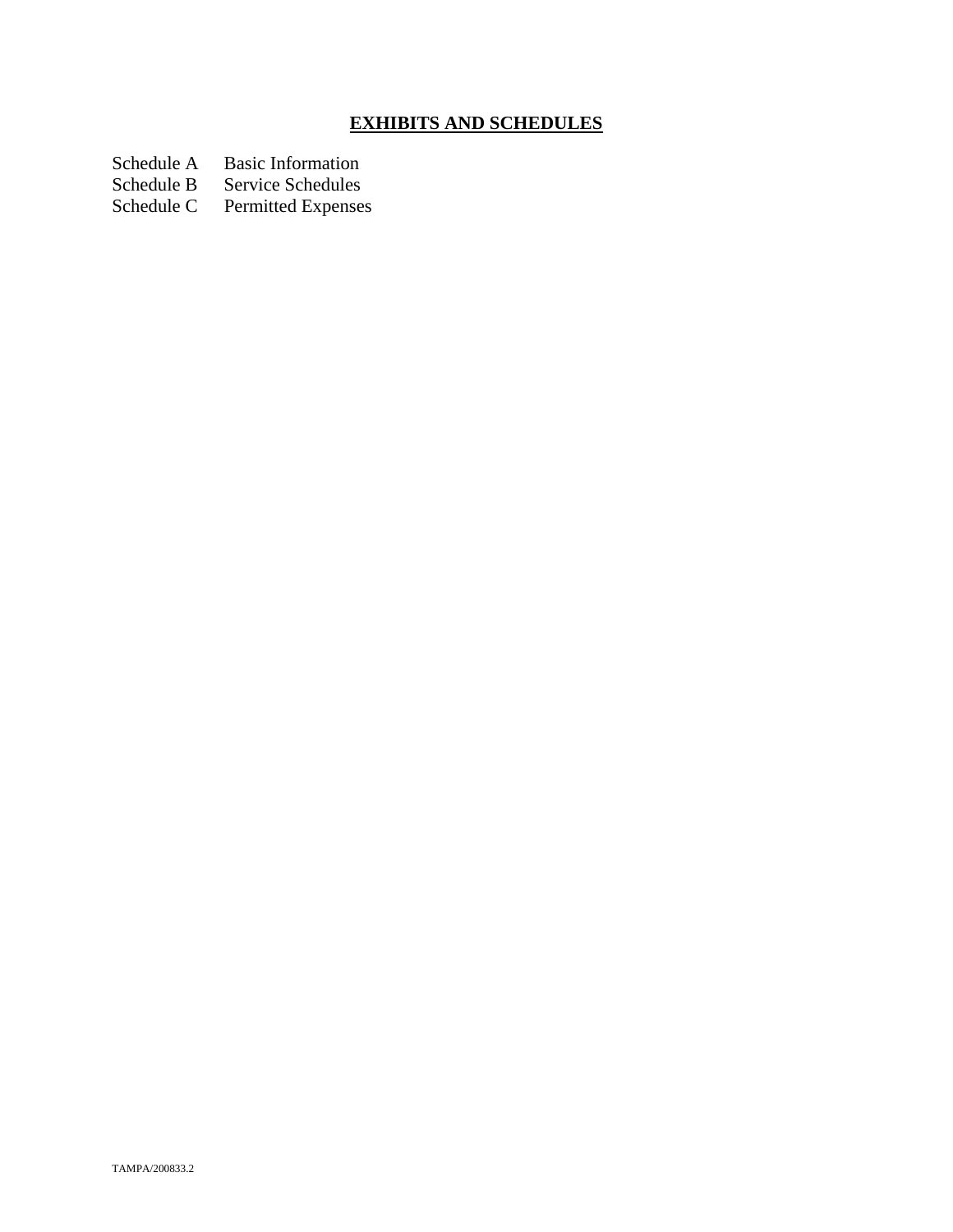## **EXHIBITS AND SCHEDULES**

| | |
|---|---|
| Schedule A | Basic Information |
| Schedule B | Service Schedules |
| Schedule C | Permitted Expenses |

TAMPA/200833.2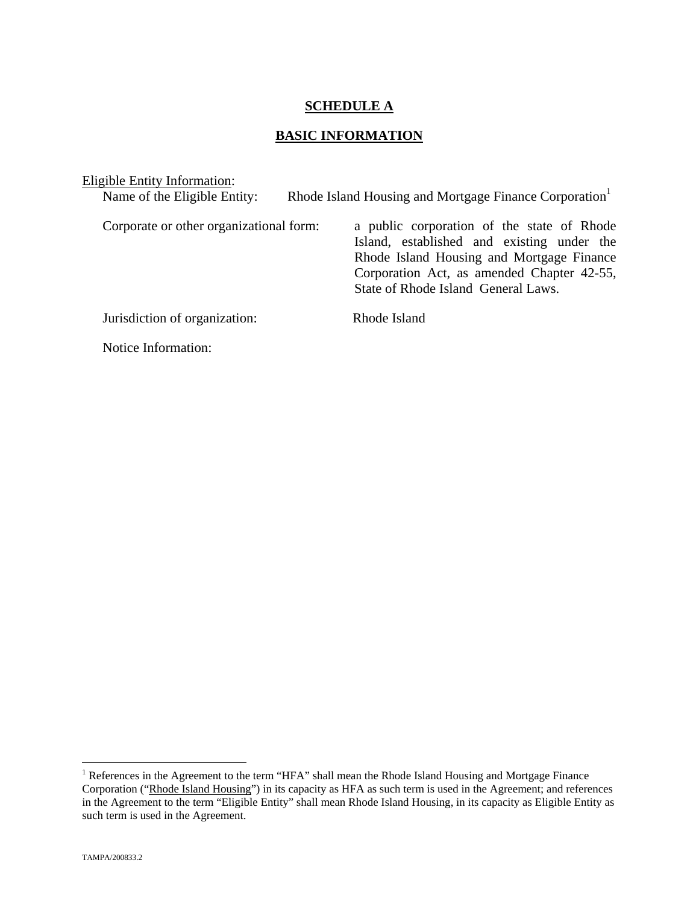**SCHEDULE A**

**BASIC INFORMATION**

Eligible Entity Information:

Name of the Eligible Entity: Rhode Island Housing and Mortgage Finance Corporation[1]

Corporate or other organizational form: a public corporation of the state of Rhode Island, established and existing under the Rhode Island Housing and Mortgage Finance Corporation Act, as amended Chapter 42-55, State of Rhode Island General Laws.

Jurisdiction of organization: Rhode Island

Notice Information:

[1] References in the Agreement to the term "HFA" shall mean the Rhode Island Housing and Mortgage Finance Corporation ("Rhode Island Housing") in its capacity as HFA as such term is used in the Agreement; and references in the Agreement to the term "Eligible Entity" shall mean Rhode Island Housing, in its capacity as Eligible Entity as such term is used in the Agreement.

TAMPA/200833.2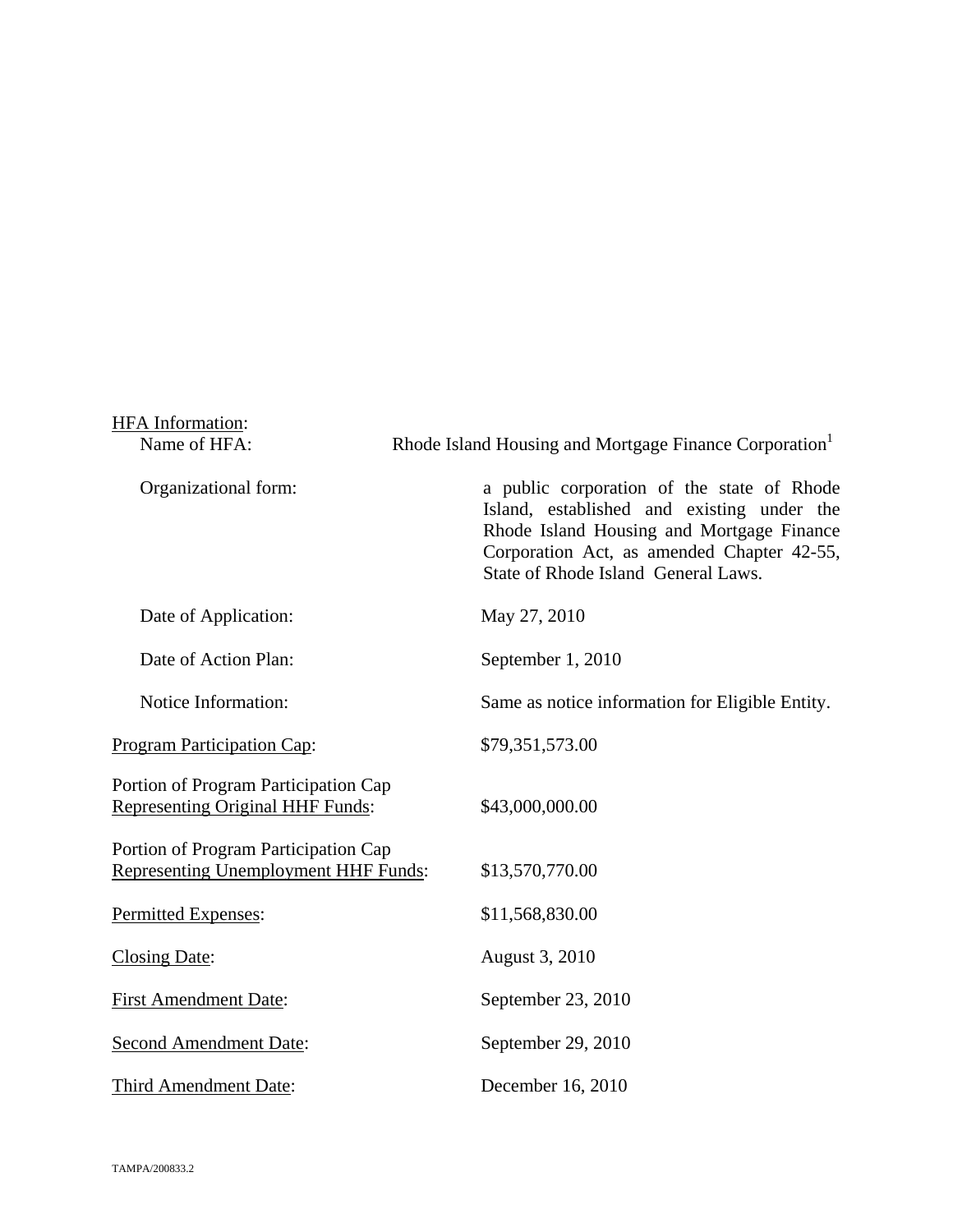HFA Information:

| | |
|---|---|
| Name of HFA: | Rhode Island Housing and Mortgage Finance Corporation[1] |
| Organizational form: | a public corporation of the state of Rhode Island, established and existing under the Rhode Island Housing and Mortgage Finance Corporation Act, as amended Chapter 42-55, State of Rhode Island General Laws. |
| Date of Application: | May 27, 2010 |
| Date of Action Plan: | September 1, 2010 |
| Notice Information: | Same as notice information for Eligible Entity. |
| Program Participation Cap: | $79,351,573.00 |
| Portion of Program Participation Cap Representing Original HHF Funds: | $43,000,000.00 |
| Portion of Program Participation Cap Representing Unemployment HHF Funds: | $13,570,770.00 |
| Permitted Expenses: | $11,568,830.00 |
| Closing Date: | August 3, 2010 |
| First Amendment Date: | September 23, 2010 |
| Second Amendment Date: | September 29, 2010 |
| Third Amendment Date: | December 16, 2010 |

TAMPA/200833.2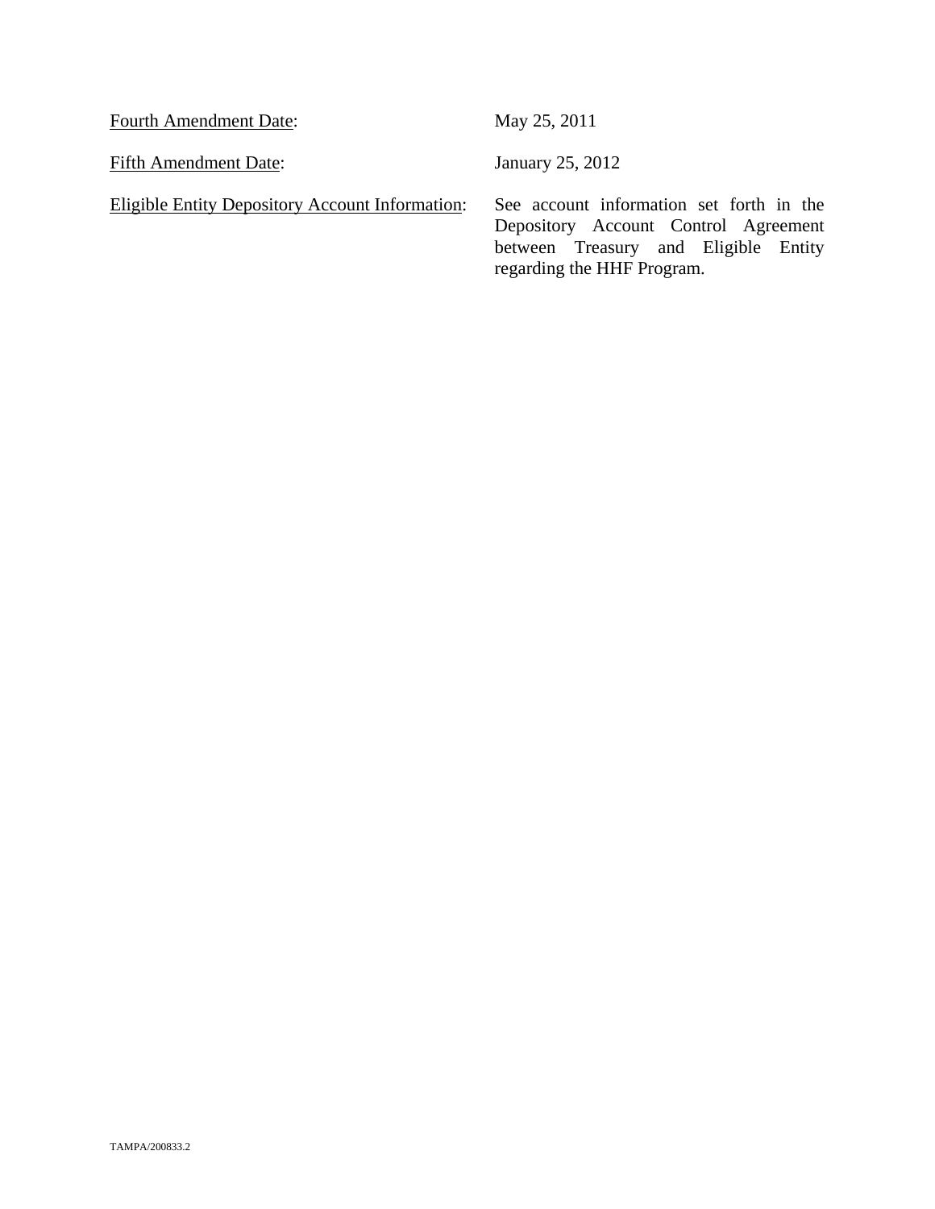| | |
|---|---|
| <u>Fourth Amendment Date</u>: | May 25, 2011 |
| <u>Fifth Amendment Date</u>: | January 25, 2012 |
| <u>Eligible Entity Depository Account Information</u>: | See account information set forth in the Depository Account Control Agreement between Treasury and Eligible Entity regarding the HHF Program. |

TAMPA/200833.2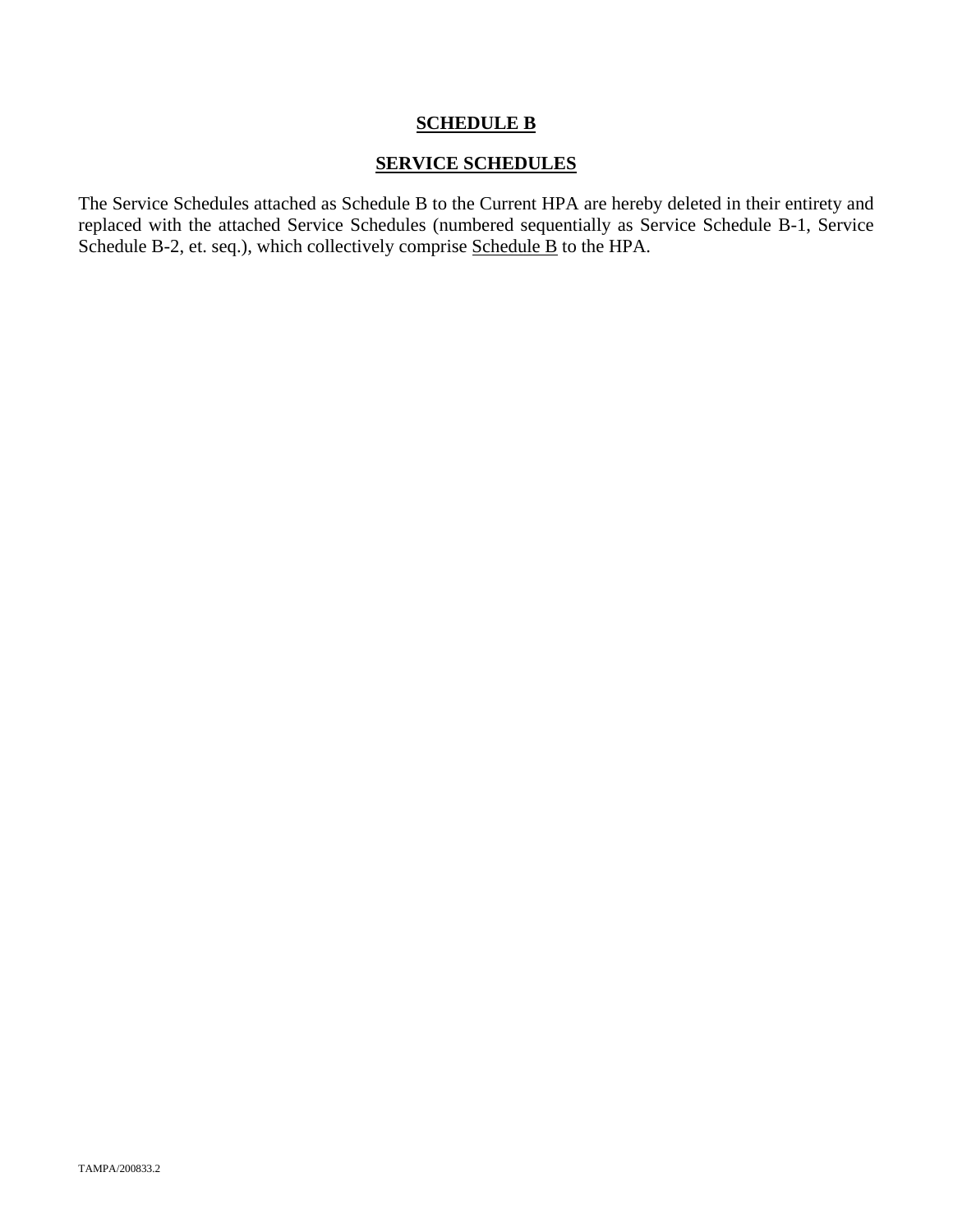**SCHEDULE B**

**SERVICE SCHEDULES**

The Service Schedules attached as Schedule B to the Current HPA are hereby deleted in their entirety and replaced with the attached Service Schedules (numbered sequentially as Service Schedule B-1, Service Schedule B-2, et. seq.), which collectively comprise Schedule B to the HPA.

TAMPA/200833.2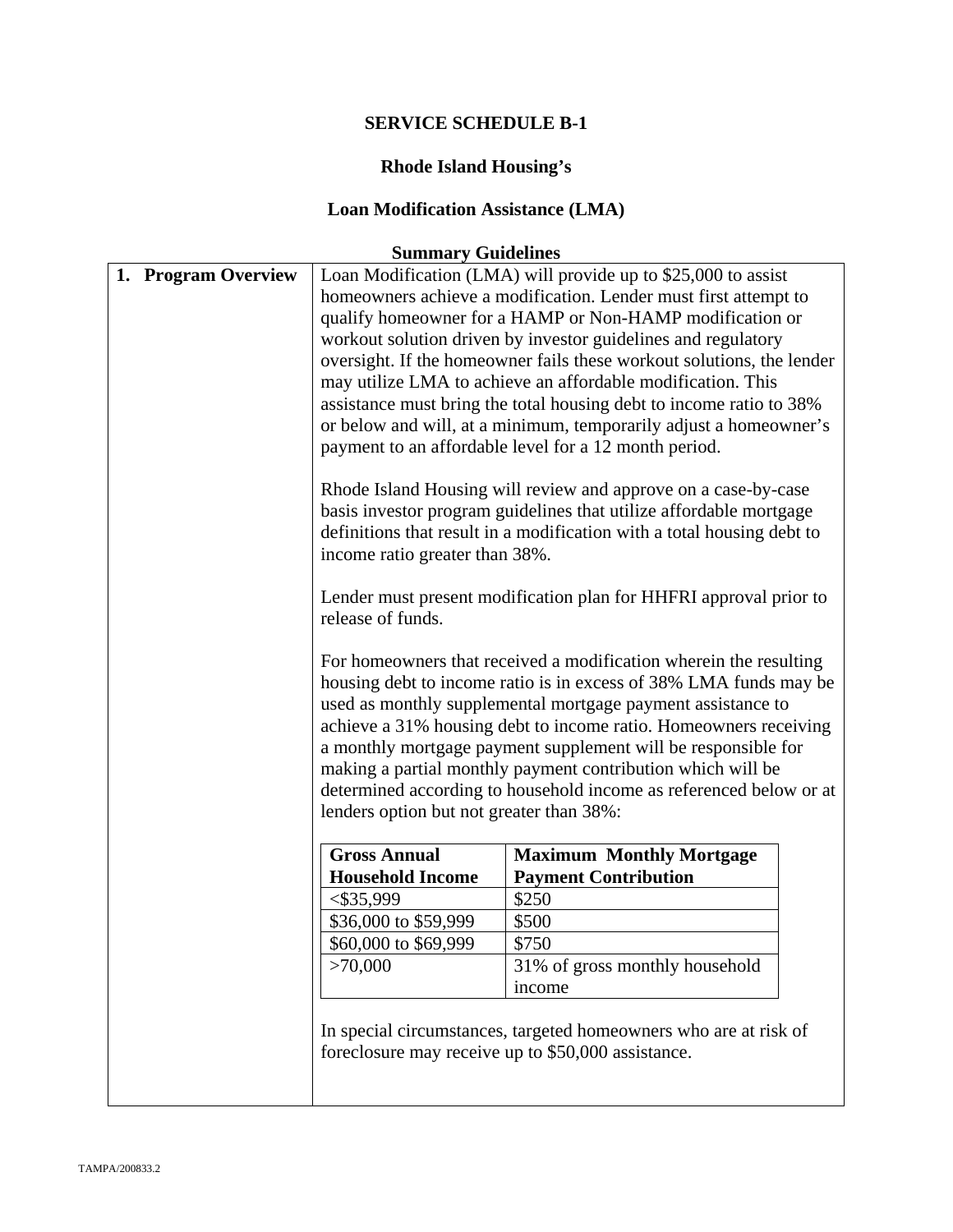# SERVICE SCHEDULE B-1

## Rhode Island Housing's

## Loan Modification Assistance (LMA)

### Summary Guidelines

| | |
|---|---|
| **1. Program Overview** | Loan Modification (LMA) will provide up to $25,000 to assist homeowners achieve a modification. Lender must first attempt to qualify homeowner for a HAMP or Non-HAMP modification or workout solution driven by investor guidelines and regulatory oversight. If the homeowner fails these workout solutions, the lender may utilize LMA to achieve an affordable modification. This assistance must bring the total housing debt to income ratio to 38% or below and will, at a minimum, temporarily adjust a homeowner's payment to an affordable level for a 12 month period.<br><br>Rhode Island Housing will review and approve on a case-by-case basis investor program guidelines that utilize affordable mortgage definitions that result in a modification with a total housing debt to income ratio greater than 38%.<br><br>Lender must present modification plan for HHFRI approval prior to release of funds.<br><br>For homeowners that received a modification wherein the resulting housing debt to income ratio is in excess of 38% LMA funds may be used as monthly supplemental mortgage payment assistance to achieve a 31% housing debt to income ratio. Homeowners receiving a monthly mortgage payment supplement will be responsible for making a partial monthly payment contribution which will be determined according to household income as referenced below or at lenders option but not greater than 38%:<br><br>**Gross Annual Household Income** / **Maximum Monthly Mortgage Payment Contribution**:<br><$35,999 — $250<br>$36,000 to $59,999 — $500<br>$60,000 to $69,999 — $750<br>>70,000 — 31% of gross monthly household income<br><br>In special circumstances, targeted homeowners who are at risk of foreclosure may receive up to $50,000 assistance. |

| Gross Annual Household Income | Maximum Monthly Mortgage Payment Contribution |
|---|---|
| <$35,999 | $250 |
| $36,000 to $59,999 | $500 |
| $60,000 to $69,999 | $750 |
| >70,000 | 31% of gross monthly household income |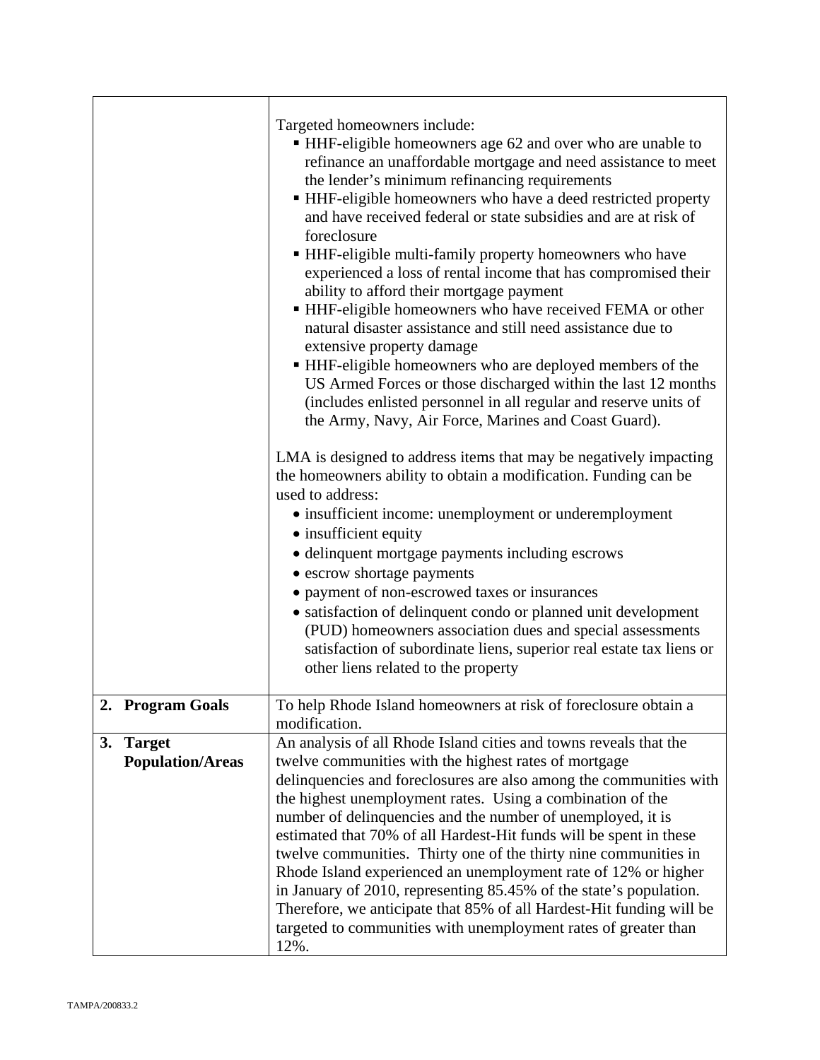| | |
|---|---|
| | Targeted homeowners include:<br>▪ HHF-eligible homeowners age 62 and over who are unable to refinance an unaffordable mortgage and need assistance to meet the lender's minimum refinancing requirements<br>▪ HHF-eligible homeowners who have a deed restricted property and have received federal or state subsidies and are at risk of foreclosure<br>▪ HHF-eligible multi-family property homeowners who have experienced a loss of rental income that has compromised their ability to afford their mortgage payment<br>▪ HHF-eligible homeowners who have received FEMA or other natural disaster assistance and still need assistance due to extensive property damage<br>▪ HHF-eligible homeowners who are deployed members of the US Armed Forces or those discharged within the last 12 months (includes enlisted personnel in all regular and reserve units of the Army, Navy, Air Force, Marines and Coast Guard).<br><br>LMA is designed to address items that may be negatively impacting the homeowners ability to obtain a modification. Funding can be used to address:<br>• insufficient income: unemployment or underemployment<br>• insufficient equity<br>• delinquent mortgage payments including escrows<br>• escrow shortage payments<br>• payment of non-escrowed taxes or insurances<br>• satisfaction of delinquent condo or planned unit development (PUD) homeowners association dues and special assessments satisfaction of subordinate liens, superior real estate tax liens or other liens related to the property |
| **2. Program Goals** | To help Rhode Island homeowners at risk of foreclosure obtain a modification. |
| **3. Target Population/Areas** | An analysis of all Rhode Island cities and towns reveals that the twelve communities with the highest rates of mortgage delinquencies and foreclosures are also among the communities with the highest unemployment rates. Using a combination of the number of delinquencies and the number of unemployed, it is estimated that 70% of all Hardest-Hit funds will be spent in these twelve communities. Thirty one of the thirty nine communities in Rhode Island experienced an unemployment rate of 12% or higher in January of 2010, representing 85.45% of the state's population. Therefore, we anticipate that 85% of all Hardest-Hit funding will be targeted to communities with unemployment rates of greater than 12%. |

TAMPA/200833.2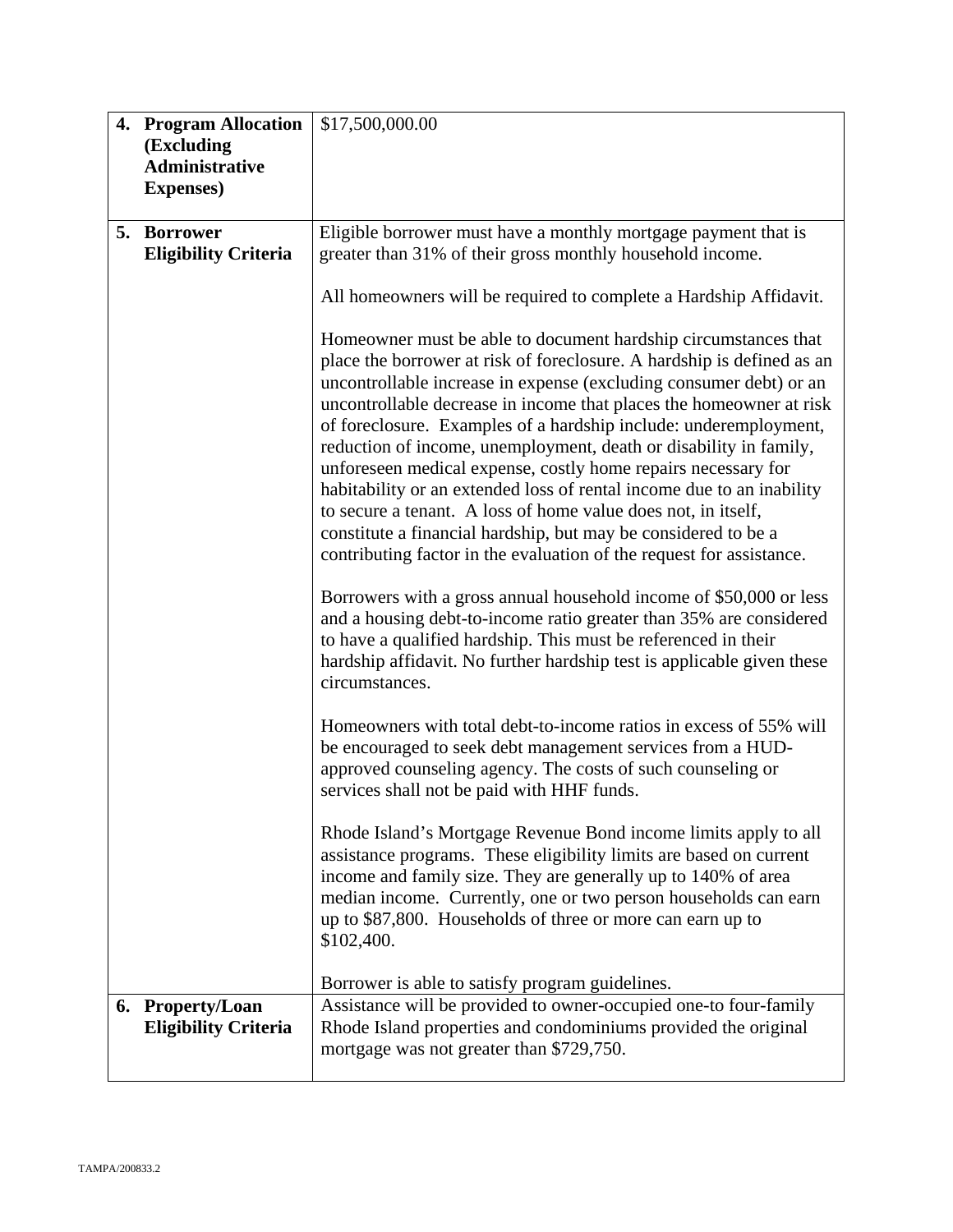| | |
|---|---|
| **4. Program Allocation (Excluding Administrative Expenses)** | $17,500,000.00 |
| **5. Borrower Eligibility Criteria** | Eligible borrower must have a monthly mortgage payment that is greater than 31% of their gross monthly household income.<br><br>All homeowners will be required to complete a Hardship Affidavit.<br><br>Homeowner must be able to document hardship circumstances that place the borrower at risk of foreclosure. A hardship is defined as an uncontrollable increase in expense (excluding consumer debt) or an uncontrollable decrease in income that places the homeowner at risk of foreclosure. Examples of a hardship include: underemployment, reduction of income, unemployment, death or disability in family, unforeseen medical expense, costly home repairs necessary for habitability or an extended loss of rental income due to an inability to secure a tenant. A loss of home value does not, in itself, constitute a financial hardship, but may be considered to be a contributing factor in the evaluation of the request for assistance.<br><br>Borrowers with a gross annual household income of $50,000 or less and a housing debt-to-income ratio greater than 35% are considered to have a qualified hardship. This must be referenced in their hardship affidavit. No further hardship test is applicable given these circumstances.<br><br>Homeowners with total debt-to-income ratios in excess of 55% will be encouraged to seek debt management services from a HUD-approved counseling agency. The costs of such counseling or services shall not be paid with HHF funds.<br><br>Rhode Island's Mortgage Revenue Bond income limits apply to all assistance programs. These eligibility limits are based on current income and family size. They are generally up to 140% of area median income. Currently, one or two person households can earn up to $87,800. Households of three or more can earn up to $102,400.<br><br>Borrower is able to satisfy program guidelines. |
| **6. Property/Loan Eligibility Criteria** | Assistance will be provided to owner-occupied one-to four-family Rhode Island properties and condominiums provided the original mortgage was not greater than $729,750. |

TAMPA/200833.2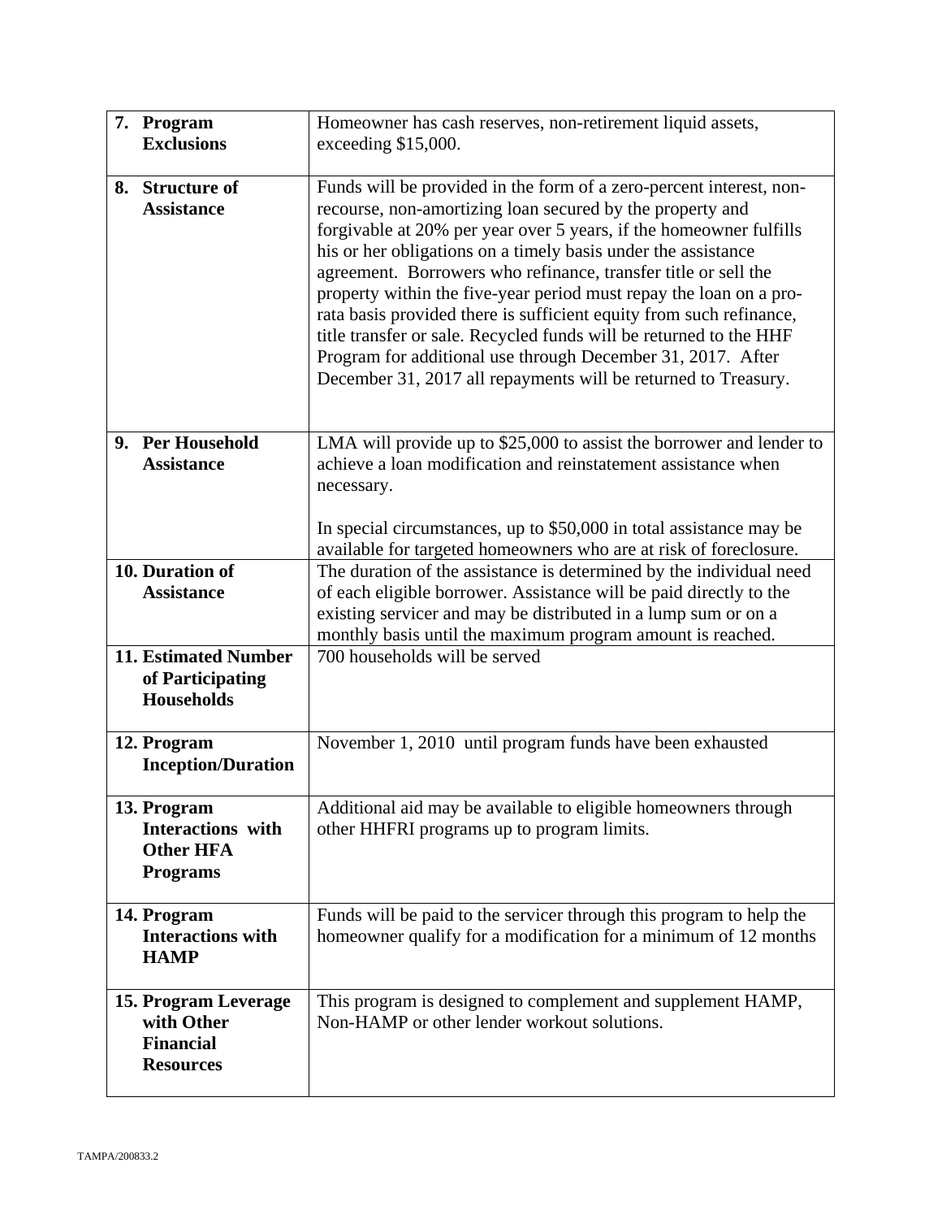| | |
|---|---|
| **7. Program Exclusions** | Homeowner has cash reserves, non-retirement liquid assets, exceeding $15,000. |
| **8. Structure of Assistance** | Funds will be provided in the form of a zero-percent interest, non-recourse, non-amortizing loan secured by the property and forgivable at 20% per year over 5 years, if the homeowner fulfills his or her obligations on a timely basis under the assistance agreement. Borrowers who refinance, transfer title or sell the property within the five-year period must repay the loan on a pro-rata basis provided there is sufficient equity from such refinance, title transfer or sale. Recycled funds will be returned to the HHF Program for additional use through December 31, 2017. After December 31, 2017 all repayments will be returned to Treasury. |
| **9. Per Household Assistance** | LMA will provide up to $25,000 to assist the borrower and lender to achieve a loan modification and reinstatement assistance when necessary.<br><br>In special circumstances, up to $50,000 in total assistance may be available for targeted homeowners who are at risk of foreclosure. |
| **10. Duration of Assistance** | The duration of the assistance is determined by the individual need of each eligible borrower. Assistance will be paid directly to the existing servicer and may be distributed in a lump sum or on a monthly basis until the maximum program amount is reached. |
| **11. Estimated Number of Participating Households** | 700 households will be served |
| **12. Program Inception/Duration** | November 1, 2010 until program funds have been exhausted |
| **13. Program Interactions with Other HFA Programs** | Additional aid may be available to eligible homeowners through other HHFRI programs up to program limits. |
| **14. Program Interactions with HAMP** | Funds will be paid to the servicer through this program to help the homeowner qualify for a modification for a minimum of 12 months |
| **15. Program Leverage with Other Financial Resources** | This program is designed to complement and supplement HAMP, Non-HAMP or other lender workout solutions. |

TAMPA/200833.2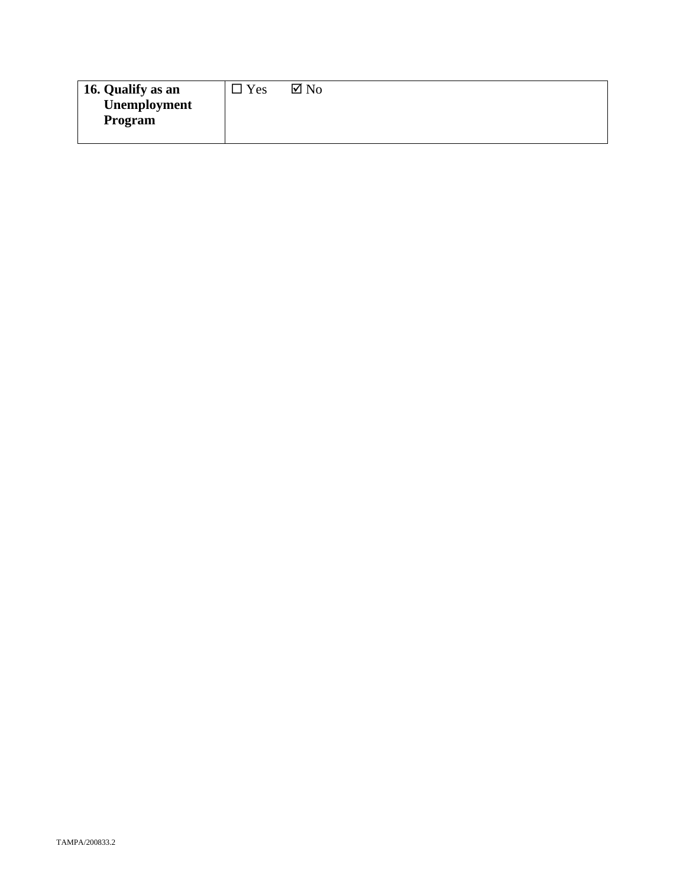| | |
|---|---|
| **16. Qualify as an Unemployment Program** | ☐ Yes ☑ No |

TAMPA/200833.2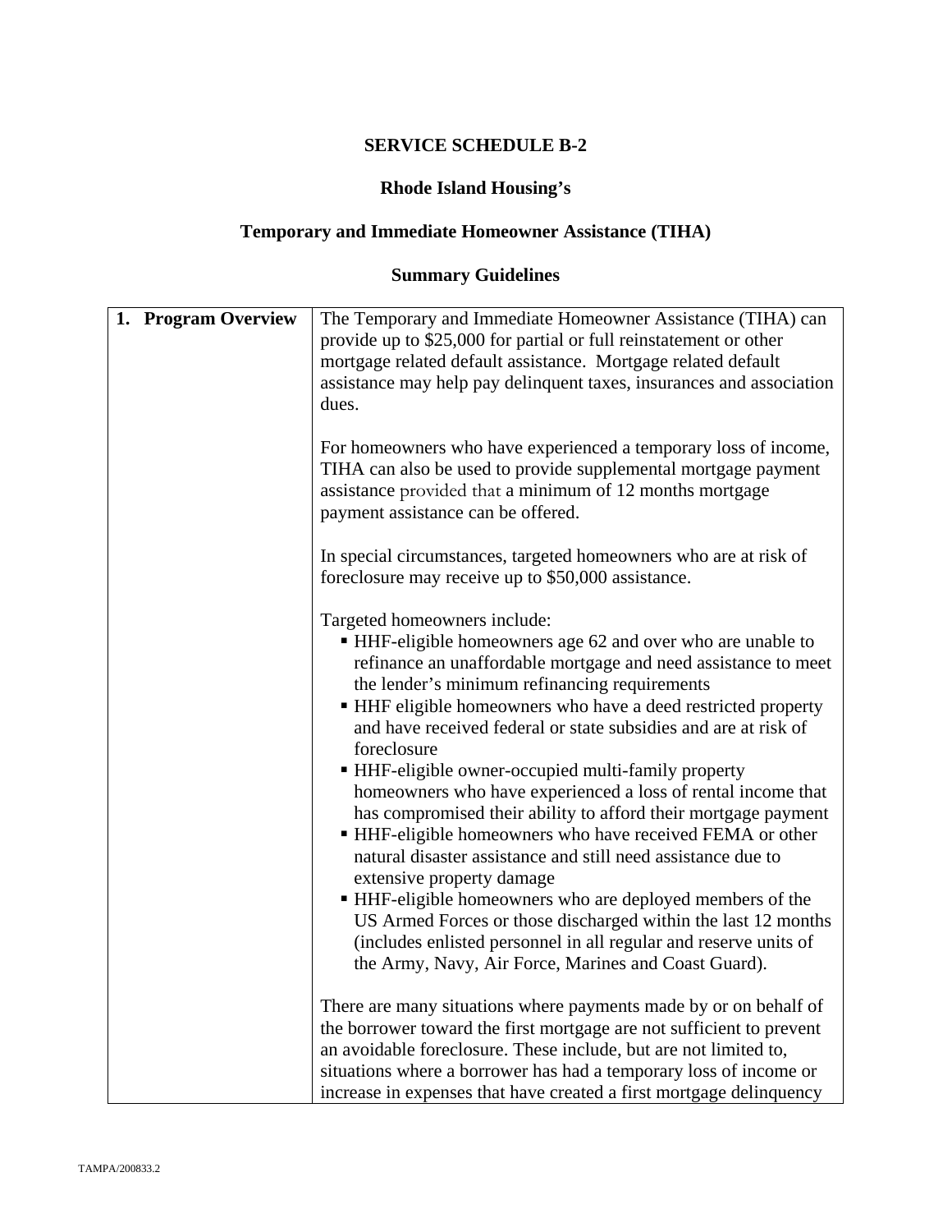**SERVICE SCHEDULE B-2**

**Rhode Island Housing's**

**Temporary and Immediate Homeowner Assistance (TIHA)**

**Summary Guidelines**

| | |
|---|---|
| **1. Program Overview** | The Temporary and Immediate Homeowner Assistance (TIHA) can provide up to $25,000 for partial or full reinstatement or other mortgage related default assistance. Mortgage related default assistance may help pay delinquent taxes, insurances and association dues.<br><br>For homeowners who have experienced a temporary loss of income, TIHA can also be used to provide supplemental mortgage payment assistance provided that a minimum of 12 months mortgage payment assistance can be offered.<br><br>In special circumstances, targeted homeowners who are at risk of foreclosure may receive up to $50,000 assistance.<br><br>Targeted homeowners include:<br>▪ HHF-eligible homeowners age 62 and over who are unable to refinance an unaffordable mortgage and need assistance to meet the lender's minimum refinancing requirements<br>▪ HHF eligible homeowners who have a deed restricted property and have received federal or state subsidies and are at risk of foreclosure<br>▪ HHF-eligible owner-occupied multi-family property homeowners who have experienced a loss of rental income that has compromised their ability to afford their mortgage payment<br>▪ HHF-eligible homeowners who have received FEMA or other natural disaster assistance and still need assistance due to extensive property damage<br>▪ HHF-eligible homeowners who are deployed members of the US Armed Forces or those discharged within the last 12 months (includes enlisted personnel in all regular and reserve units of the Army, Navy, Air Force, Marines and Coast Guard).<br><br>There are many situations where payments made by or on behalf of the borrower toward the first mortgage are not sufficient to prevent an avoidable foreclosure. These include, but are not limited to, situations where a borrower has had a temporary loss of income or increase in expenses that have created a first mortgage delinquency |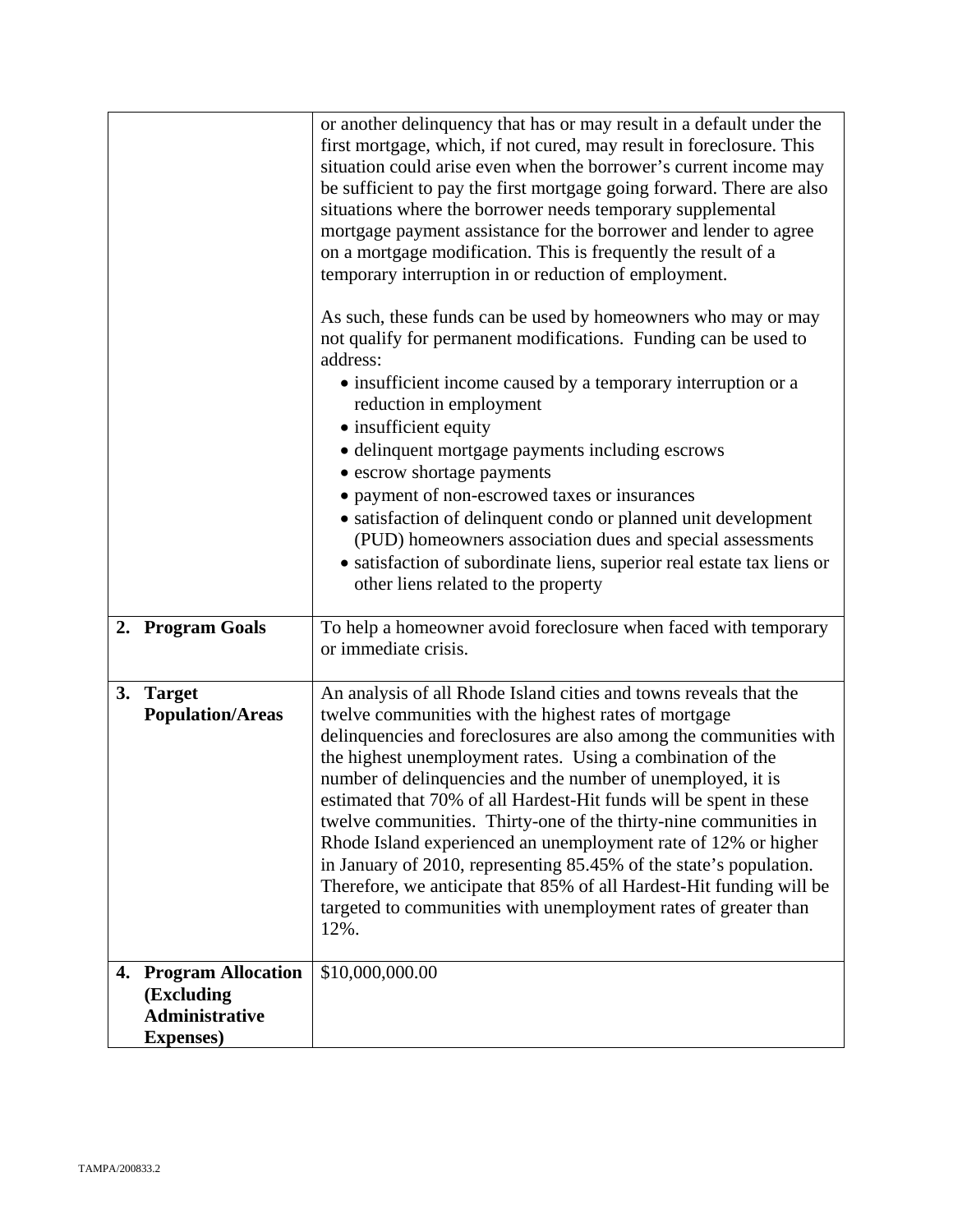| | |
|---|---|
| | or another delinquency that has or may result in a default under the first mortgage, which, if not cured, may result in foreclosure. This situation could arise even when the borrower's current income may be sufficient to pay the first mortgage going forward. There are also situations where the borrower needs temporary supplemental mortgage payment assistance for the borrower and lender to agree on a mortgage modification. This is frequently the result of a temporary interruption in or reduction of employment.<br><br>As such, these funds can be used by homeowners who may or may not qualify for permanent modifications. Funding can be used to address:<br>• insufficient income caused by a temporary interruption or a reduction in employment<br>• insufficient equity<br>• delinquent mortgage payments including escrows<br>• escrow shortage payments<br>• payment of non-escrowed taxes or insurances<br>• satisfaction of delinquent condo or planned unit development (PUD) homeowners association dues and special assessments<br>• satisfaction of subordinate liens, superior real estate tax liens or other liens related to the property |
| **2. Program Goals** | To help a homeowner avoid foreclosure when faced with temporary or immediate crisis. |
| **3. Target Population/Areas** | An analysis of all Rhode Island cities and towns reveals that the twelve communities with the highest rates of mortgage delinquencies and foreclosures are also among the communities with the highest unemployment rates. Using a combination of the number of delinquencies and the number of unemployed, it is estimated that 70% of all Hardest-Hit funds will be spent in these twelve communities. Thirty-one of the thirty-nine communities in Rhode Island experienced an unemployment rate of 12% or higher in January of 2010, representing 85.45% of the state's population. Therefore, we anticipate that 85% of all Hardest-Hit funding will be targeted to communities with unemployment rates of greater than 12%. |
| **4. Program Allocation (Excluding Administrative Expenses)** | $10,000,000.00 |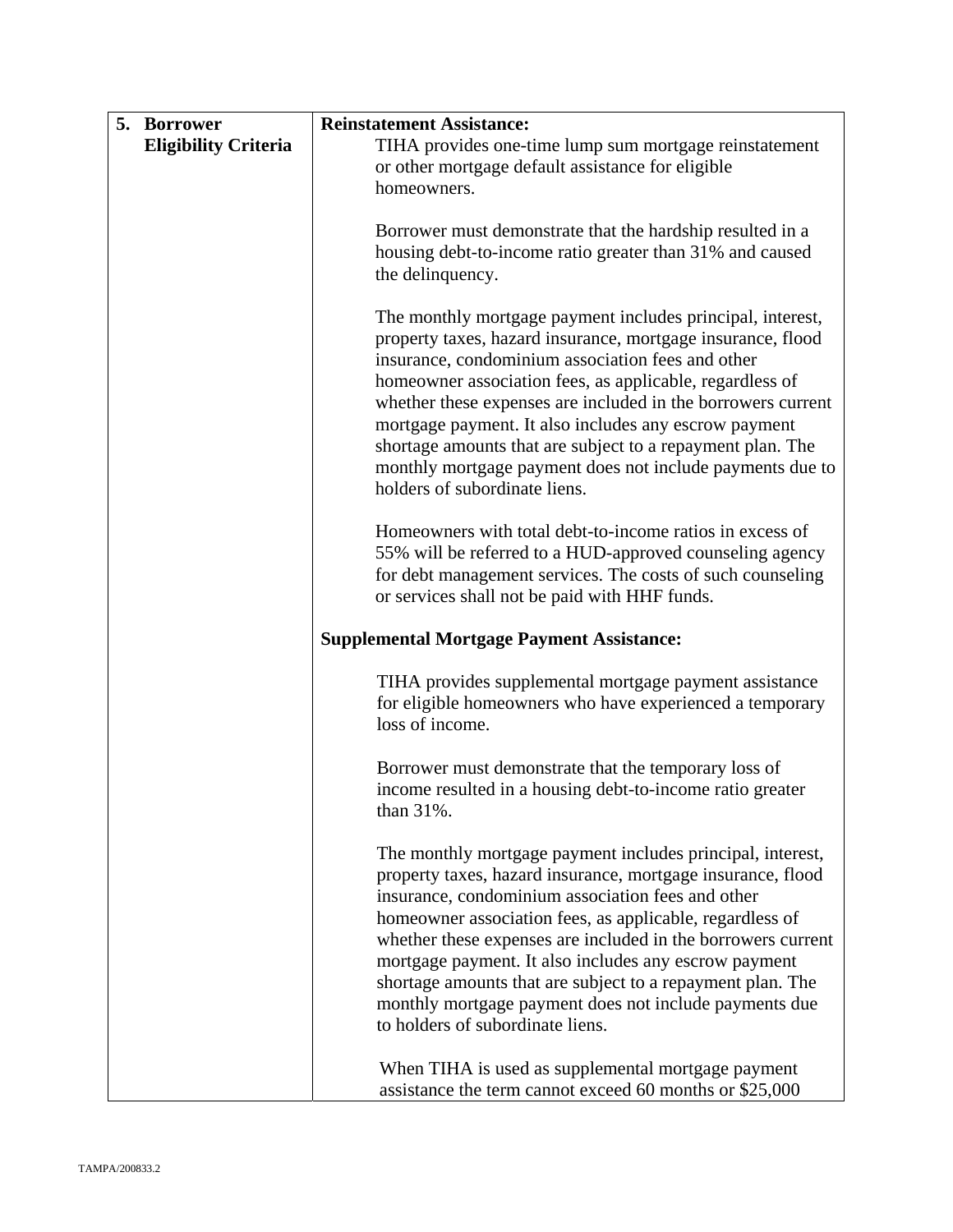| | |
|---|---|
| **5. Borrower Eligibility Criteria** | **Reinstatement Assistance:**<br><br>TIHA provides one-time lump sum mortgage reinstatement or other mortgage default assistance for eligible homeowners.<br><br>Borrower must demonstrate that the hardship resulted in a housing debt-to-income ratio greater than 31% and caused the delinquency.<br><br>The monthly mortgage payment includes principal, interest, property taxes, hazard insurance, mortgage insurance, flood insurance, condominium association fees and other homeowner association fees, as applicable, regardless of whether these expenses are included in the borrowers current mortgage payment. It also includes any escrow payment shortage amounts that are subject to a repayment plan. The monthly mortgage payment does not include payments due to holders of subordinate liens.<br><br>Homeowners with total debt-to-income ratios in excess of 55% will be referred to a HUD-approved counseling agency for debt management services. The costs of such counseling or services shall not be paid with HHF funds.<br><br>**Supplemental Mortgage Payment Assistance:**<br><br>TIHA provides supplemental mortgage payment assistance for eligible homeowners who have experienced a temporary loss of income.<br><br>Borrower must demonstrate that the temporary loss of income resulted in a housing debt-to-income ratio greater than 31%.<br><br>The monthly mortgage payment includes principal, interest, property taxes, hazard insurance, mortgage insurance, flood insurance, condominium association fees and other homeowner association fees, as applicable, regardless of whether these expenses are included in the borrowers current mortgage payment. It also includes any escrow payment shortage amounts that are subject to a repayment plan. The monthly mortgage payment does not include payments due to holders of subordinate liens.<br><br>When TIHA is used as supplemental mortgage payment assistance the term cannot exceed 60 months or $25,000 |

TAMPA/200833.2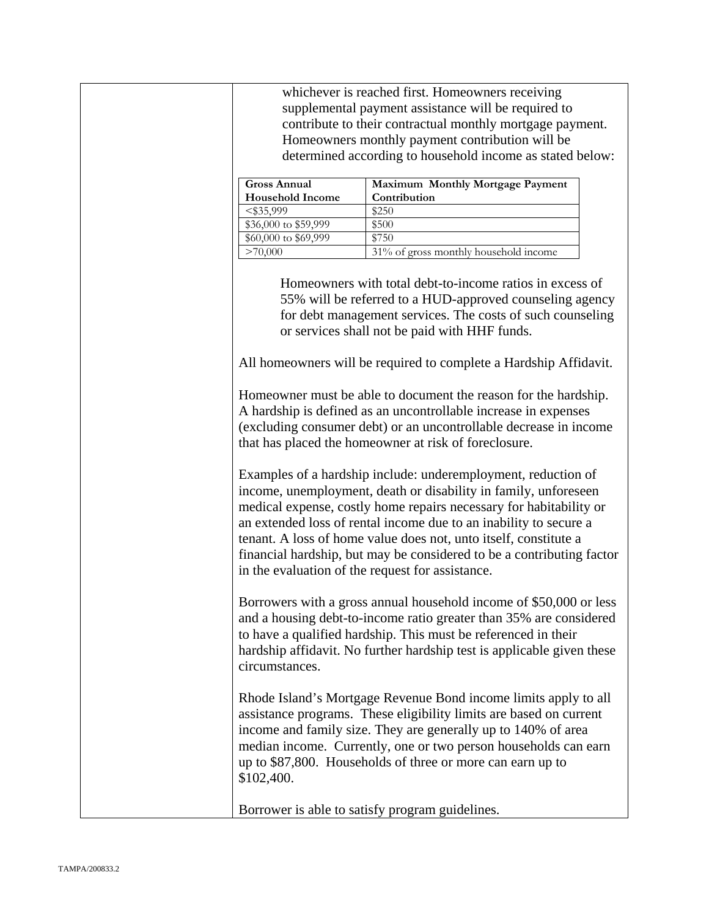whichever is reached first. Homeowners receiving supplemental payment assistance will be required to contribute to their contractual monthly mortgage payment. Homeowners monthly payment contribution will be determined according to household income as stated below:

| Gross Annual Household Income | Maximum Monthly Mortgage Payment Contribution |
|---|---|
| <$35,999 | $250 |
| $36,000 to $59,999 | $500 |
| $60,000 to $69,999 | $750 |
| >70,000 | 31% of gross monthly household income |

Homeowners with total debt-to-income ratios in excess of 55% will be referred to a HUD-approved counseling agency for debt management services. The costs of such counseling or services shall not be paid with HHF funds.

All homeowners will be required to complete a Hardship Affidavit.

Homeowner must be able to document the reason for the hardship. A hardship is defined as an uncontrollable increase in expenses (excluding consumer debt) or an uncontrollable decrease in income that has placed the homeowner at risk of foreclosure.

Examples of a hardship include: underemployment, reduction of income, unemployment, death or disability in family, unforeseen medical expense, costly home repairs necessary for habitability or an extended loss of rental income due to an inability to secure a tenant. A loss of home value does not, unto itself, constitute a financial hardship, but may be considered to be a contributing factor in the evaluation of the request for assistance.

Borrowers with a gross annual household income of $50,000 or less and a housing debt-to-income ratio greater than 35% are considered to have a qualified hardship. This must be referenced in their hardship affidavit. No further hardship test is applicable given these circumstances.

Rhode Island's Mortgage Revenue Bond income limits apply to all assistance programs. These eligibility limits are based on current income and family size. They are generally up to 140% of area median income. Currently, one or two person households can earn up to $87,800. Households of three or more can earn up to $102,400.

Borrower is able to satisfy program guidelines.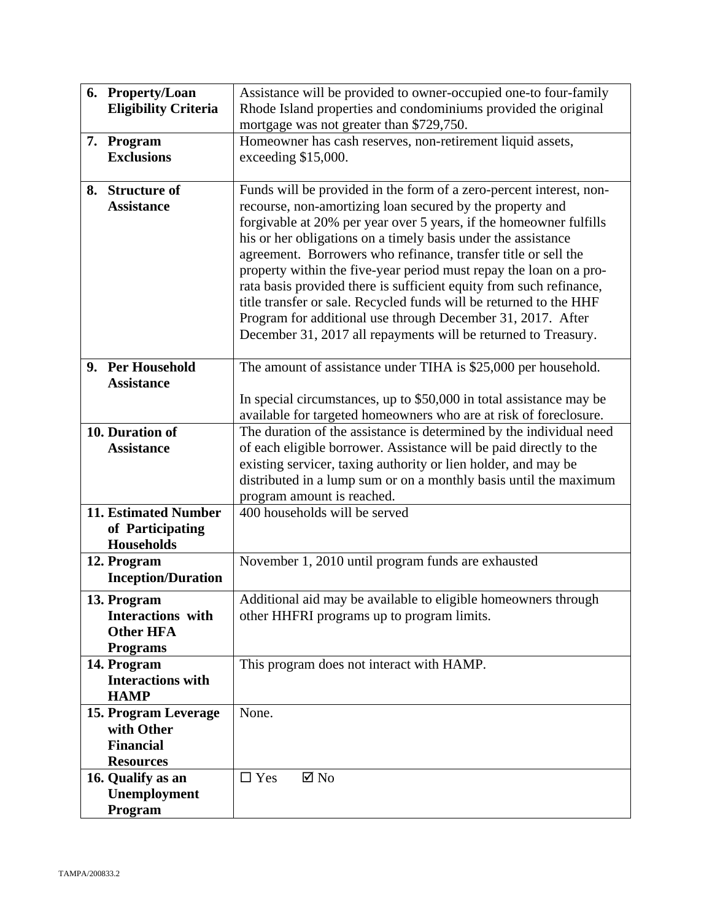| | |
|---|---|
| **6. Property/Loan Eligibility Criteria** | Assistance will be provided to owner-occupied one-to four-family Rhode Island properties and condominiums provided the original mortgage was not greater than $729,750. |
| **7. Program Exclusions** | Homeowner has cash reserves, non-retirement liquid assets, exceeding $15,000. |
| **8. Structure of Assistance** | Funds will be provided in the form of a zero-percent interest, non-recourse, non-amortizing loan secured by the property and forgivable at 20% per year over 5 years, if the homeowner fulfills his or her obligations on a timely basis under the assistance agreement. Borrowers who refinance, transfer title or sell the property within the five-year period must repay the loan on a pro-rata basis provided there is sufficient equity from such refinance, title transfer or sale. Recycled funds will be returned to the HHF Program for additional use through December 31, 2017. After December 31, 2017 all repayments will be returned to Treasury. |
| **9. Per Household Assistance** | The amount of assistance under TIHA is $25,000 per household.<br><br>In special circumstances, up to $50,000 in total assistance may be available for targeted homeowners who are at risk of foreclosure. |
| **10. Duration of Assistance** | The duration of the assistance is determined by the individual need of each eligible borrower. Assistance will be paid directly to the existing servicer, taxing authority or lien holder, and may be distributed in a lump sum or on a monthly basis until the maximum program amount is reached. |
| **11. Estimated Number of Participating Households** | 400 households will be served |
| **12. Program Inception/Duration** | November 1, 2010 until program funds are exhausted |
| **13. Program Interactions with Other HFA Programs** | Additional aid may be available to eligible homeowners through other HHFRI programs up to program limits. |
| **14. Program Interactions with HAMP** | This program does not interact with HAMP. |
| **15. Program Leverage with Other Financial Resources** | None. |
| **16. Qualify as an Unemployment Program** | ☐ Yes ☑ No |

TAMPA/200833.2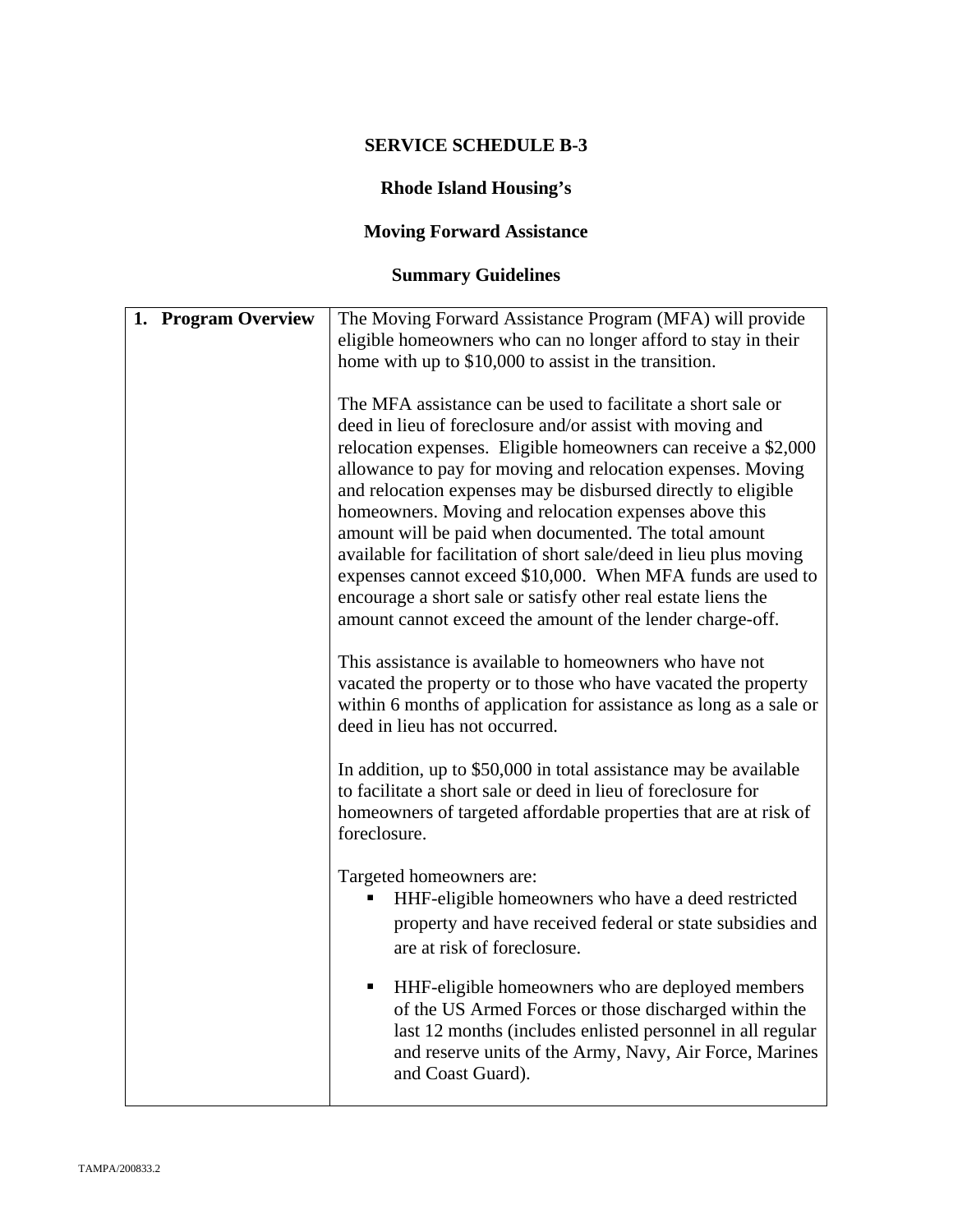**SERVICE SCHEDULE B-3**

**Rhode Island Housing's**

**Moving Forward Assistance**

**Summary Guidelines**

| | |
|---|---|
| **1. Program Overview** | The Moving Forward Assistance Program (MFA) will provide eligible homeowners who can no longer afford to stay in their home with up to $10,000 to assist in the transition.<br><br>The MFA assistance can be used to facilitate a short sale or deed in lieu of foreclosure and/or assist with moving and relocation expenses. Eligible homeowners can receive a $2,000 allowance to pay for moving and relocation expenses. Moving and relocation expenses may be disbursed directly to eligible homeowners. Moving and relocation expenses above this amount will be paid when documented. The total amount available for facilitation of short sale/deed in lieu plus moving expenses cannot exceed $10,000. When MFA funds are used to encourage a short sale or satisfy other real estate liens the amount cannot exceed the amount of the lender charge-off.<br><br>This assistance is available to homeowners who have not vacated the property or to those who have vacated the property within 6 months of application for assistance as long as a sale or deed in lieu has not occurred.<br><br>In addition, up to $50,000 in total assistance may be available to facilitate a short sale or deed in lieu of foreclosure for homeowners of targeted affordable properties that are at risk of foreclosure.<br><br>Targeted homeowners are:<br>▪ HHF-eligible homeowners who have a deed restricted property and have received federal or state subsidies and are at risk of foreclosure.<br>▪ HHF-eligible homeowners who are deployed members of the US Armed Forces or those discharged within the last 12 months (includes enlisted personnel in all regular and reserve units of the Army, Navy, Air Force, Marines and Coast Guard). |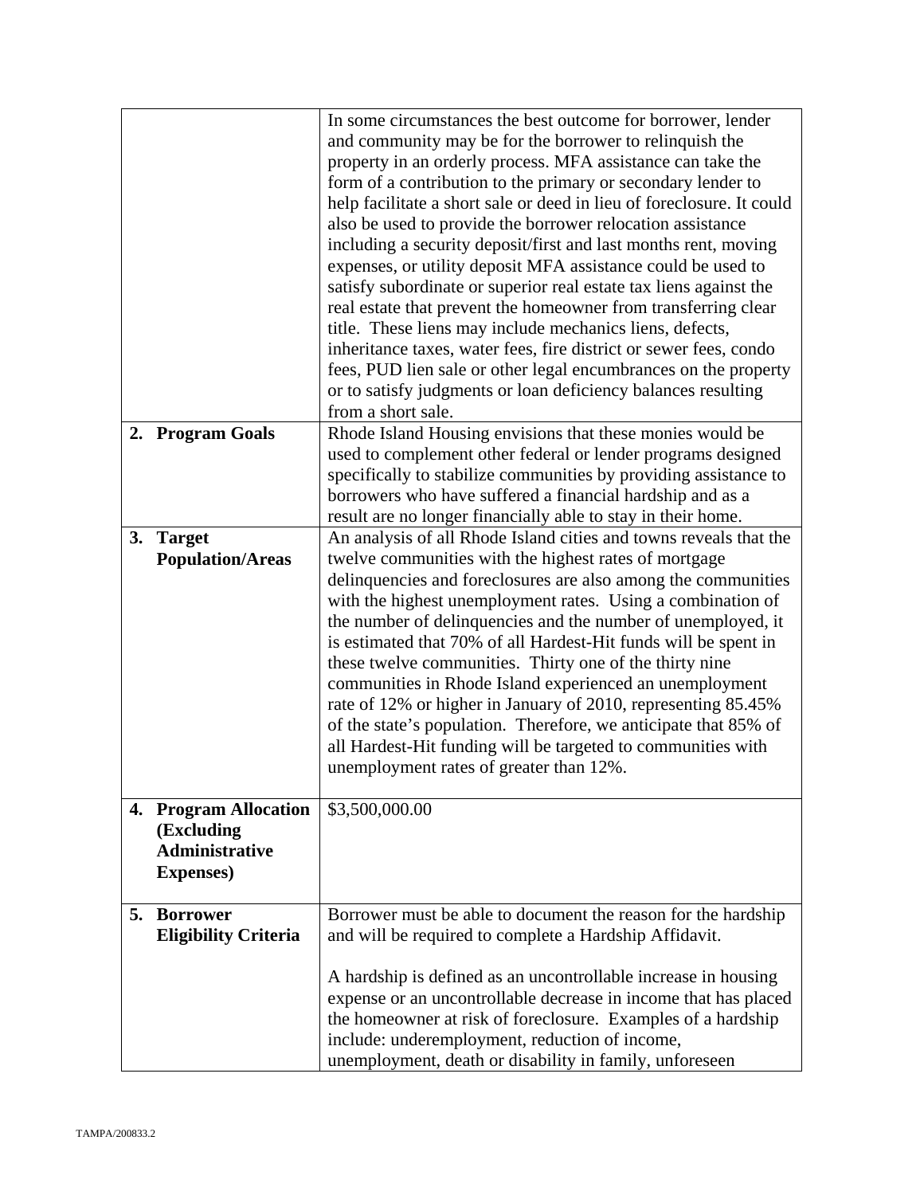| | |
|---|---|
| | In some circumstances the best outcome for borrower, lender and community may be for the borrower to relinquish the property in an orderly process. MFA assistance can take the form of a contribution to the primary or secondary lender to help facilitate a short sale or deed in lieu of foreclosure. It could also be used to provide the borrower relocation assistance including a security deposit/first and last months rent, moving expenses, or utility deposit MFA assistance could be used to satisfy subordinate or superior real estate tax liens against the real estate that prevent the homeowner from transferring clear title. These liens may include mechanics liens, defects, inheritance taxes, water fees, fire district or sewer fees, condo fees, PUD lien sale or other legal encumbrances on the property or to satisfy judgments or loan deficiency balances resulting from a short sale. |
| **2. Program Goals** | Rhode Island Housing envisions that these monies would be used to complement other federal or lender programs designed specifically to stabilize communities by providing assistance to borrowers who have suffered a financial hardship and as a result are no longer financially able to stay in their home. |
| **3. Target Population/Areas** | An analysis of all Rhode Island cities and towns reveals that the twelve communities with the highest rates of mortgage delinquencies and foreclosures are also among the communities with the highest unemployment rates. Using a combination of the number of delinquencies and the number of unemployed, it is estimated that 70% of all Hardest-Hit funds will be spent in these twelve communities. Thirty one of the thirty nine communities in Rhode Island experienced an unemployment rate of 12% or higher in January of 2010, representing 85.45% of the state's population. Therefore, we anticipate that 85% of all Hardest-Hit funding will be targeted to communities with unemployment rates of greater than 12%. |
| **4. Program Allocation (Excluding Administrative Expenses)** | $3,500,000.00 |
| **5. Borrower Eligibility Criteria** | Borrower must be able to document the reason for the hardship and will be required to complete a Hardship Affidavit.<br><br>A hardship is defined as an uncontrollable increase in housing expense or an uncontrollable decrease in income that has placed the homeowner at risk of foreclosure. Examples of a hardship include: underemployment, reduction of income, unemployment, death or disability in family, unforeseen |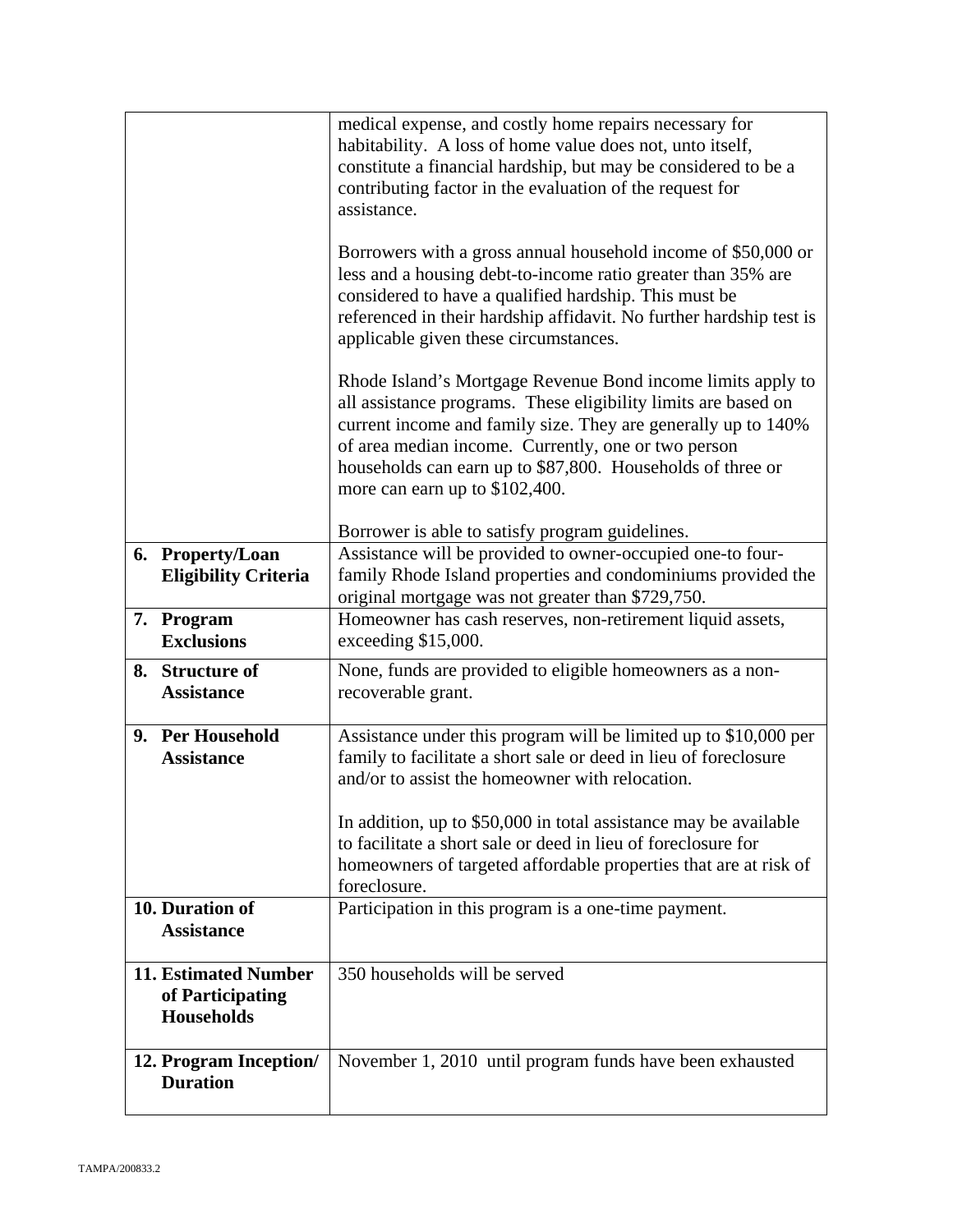| | |
|---|---|
| | medical expense, and costly home repairs necessary for habitability. A loss of home value does not, unto itself, constitute a financial hardship, but may be considered to be a contributing factor in the evaluation of the request for assistance.<br><br>Borrowers with a gross annual household income of $50,000 or less and a housing debt-to-income ratio greater than 35% are considered to have a qualified hardship. This must be referenced in their hardship affidavit. No further hardship test is applicable given these circumstances.<br><br>Rhode Island's Mortgage Revenue Bond income limits apply to all assistance programs. These eligibility limits are based on current income and family size. They are generally up to 140% of area median income. Currently, one or two person households can earn up to $87,800. Households of three or more can earn up to $102,400.<br><br>Borrower is able to satisfy program guidelines. |
| **6. Property/Loan Eligibility Criteria** | Assistance will be provided to owner-occupied one-to four-family Rhode Island properties and condominiums provided the original mortgage was not greater than $729,750. |
| **7. Program Exclusions** | Homeowner has cash reserves, non-retirement liquid assets, exceeding $15,000. |
| **8. Structure of Assistance** | None, funds are provided to eligible homeowners as a non-recoverable grant. |
| **9. Per Household Assistance** | Assistance under this program will be limited up to $10,000 per family to facilitate a short sale or deed in lieu of foreclosure and/or to assist the homeowner with relocation.<br><br>In addition, up to $50,000 in total assistance may be available to facilitate a short sale or deed in lieu of foreclosure for homeowners of targeted affordable properties that are at risk of foreclosure. |
| **10. Duration of Assistance** | Participation in this program is a one-time payment. |
| **11. Estimated Number of Participating Households** | 350 households will be served |
| **12. Program Inception/ Duration** | November 1, 2010 until program funds have been exhausted |

TAMPA/200833.2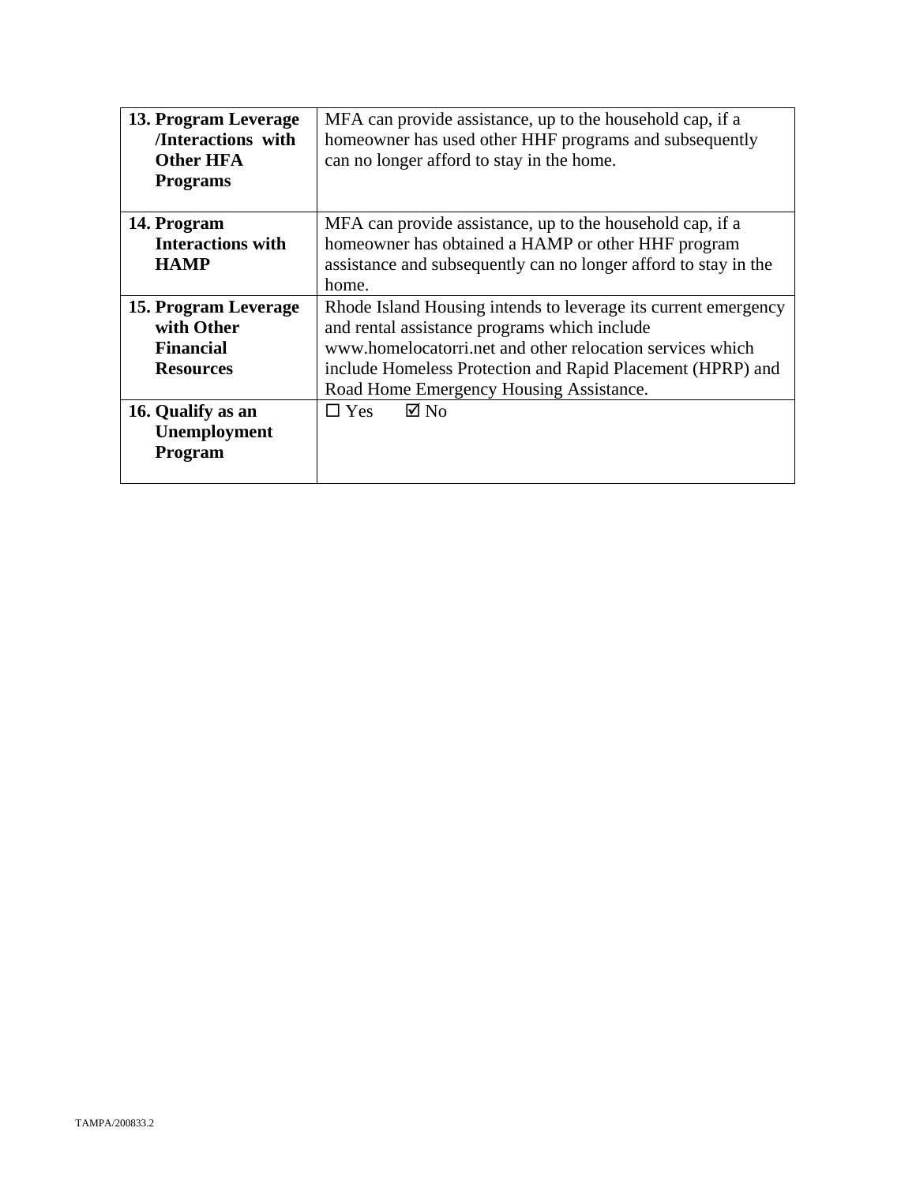| **13. Program Leverage /Interactions with Other HFA Programs** | MFA can provide assistance, up to the household cap, if a homeowner has used other HHF programs and subsequently can no longer afford to stay in the home. |
|---|---|
| **14. Program Interactions with HAMP** | MFA can provide assistance, up to the household cap, if a homeowner has obtained a HAMP or other HHF program assistance and subsequently can no longer afford to stay in the home. |
| **15. Program Leverage with Other Financial Resources** | Rhode Island Housing intends to leverage its current emergency and rental assistance programs which include www.homelocatorri.net and other relocation services which include Homeless Protection and Rapid Placement (HPRP) and Road Home Emergency Housing Assistance. |
| **16. Qualify as an Unemployment Program** | ☐ Yes ☑ No |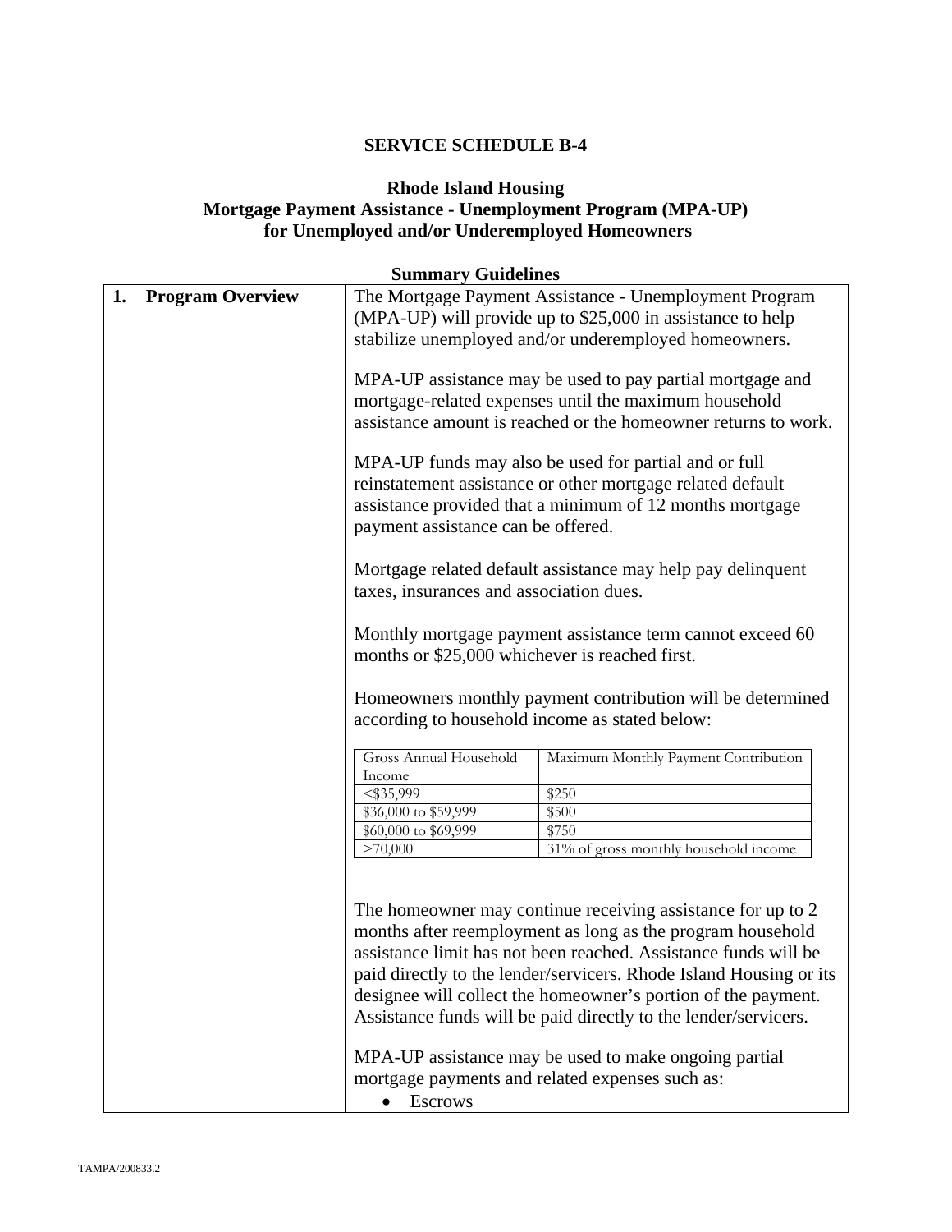## SERVICE SCHEDULE B-4

### Rhode Island Housing
### Mortgage Payment Assistance - Unemployment Program (MPA-UP)
### for Unemployed and/or Underemployed Homeowners

**Summary Guidelines**

| | |
|---|---|
| **1. Program Overview** | The Mortgage Payment Assistance - Unemployment Program (MPA-UP) will provide up to $25,000 in assistance to help stabilize unemployed and/or underemployed homeowners.<br><br>MPA-UP assistance may be used to pay partial mortgage and mortgage-related expenses until the maximum household assistance amount is reached or the homeowner returns to work.<br><br>MPA-UP funds may also be used for partial and or full reinstatement assistance or other mortgage related default assistance provided that a minimum of 12 months mortgage payment assistance can be offered.<br><br>Mortgage related default assistance may help pay delinquent taxes, insurances and association dues.<br><br>Monthly mortgage payment assistance term cannot exceed 60 months or $25,000 whichever is reached first.<br><br>Homeowners monthly payment contribution will be determined according to household income as stated below:<br><br>Gross Annual Household Income — Maximum Monthly Payment Contribution<br><$35,999 — $250<br>$36,000 to $59,999 — $500<br>$60,000 to $69,999 — $750<br>>70,000 — 31% of gross monthly household income<br><br>The homeowner may continue receiving assistance for up to 2 months after reemployment as long as the program household assistance limit has not been reached. Assistance funds will be paid directly to the lender/servicers. Rhode Island Housing or its designee will collect the homeowner's portion of the payment. Assistance funds will be paid directly to the lender/servicers.<br><br>MPA-UP assistance may be used to make ongoing partial mortgage payments and related expenses such as:<br>• Escrows |

| Gross Annual Household Income | Maximum Monthly Payment Contribution |
|---|---|
| <$35,999 | $250 |
| $36,000 to $59,999 | $500 |
| $60,000 to $69,999 | $750 |
| >70,000 | 31% of gross monthly household income |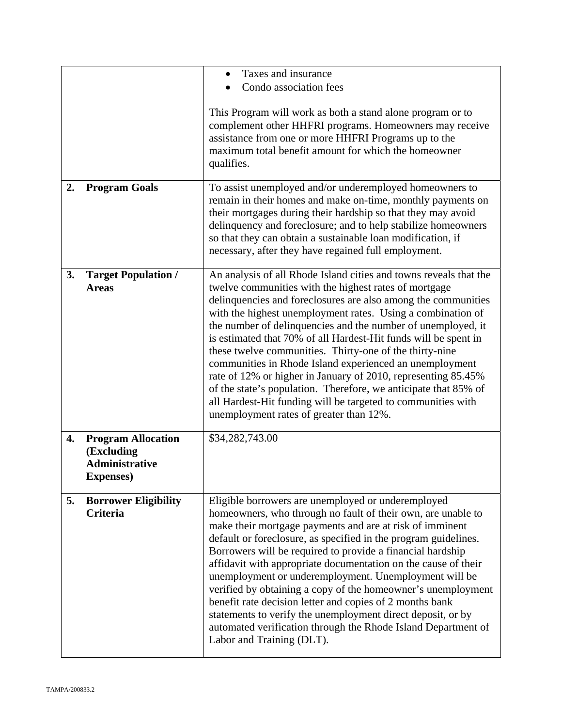| | |
|---|---|
| | • Taxes and insurance<br>• Condo association fees<br><br>This Program will work as both a stand alone program or to complement other HHFRI programs. Homeowners may receive assistance from one or more HHFRI Programs up to the maximum total benefit amount for which the homeowner qualifies. |
| **2. Program Goals** | To assist unemployed and/or underemployed homeowners to remain in their homes and make on-time, monthly payments on their mortgages during their hardship so that they may avoid delinquency and foreclosure; and to help stabilize homeowners so that they can obtain a sustainable loan modification, if necessary, after they have regained full employment. |
| **3. Target Population / Areas** | An analysis of all Rhode Island cities and towns reveals that the twelve communities with the highest rates of mortgage delinquencies and foreclosures are also among the communities with the highest unemployment rates. Using a combination of the number of delinquencies and the number of unemployed, it is estimated that 70% of all Hardest-Hit funds will be spent in these twelve communities. Thirty-one of the thirty-nine communities in Rhode Island experienced an unemployment rate of 12% or higher in January of 2010, representing 85.45% of the state's population. Therefore, we anticipate that 85% of all Hardest-Hit funding will be targeted to communities with unemployment rates of greater than 12%. |
| **4. Program Allocation (Excluding Administrative Expenses)** | $34,282,743.00 |
| **5. Borrower Eligibility Criteria** | Eligible borrowers are unemployed or underemployed homeowners, who through no fault of their own, are unable to make their mortgage payments and are at risk of imminent default or foreclosure, as specified in the program guidelines. Borrowers will be required to provide a financial hardship affidavit with appropriate documentation on the cause of their unemployment or underemployment. Unemployment will be verified by obtaining a copy of the homeowner's unemployment benefit rate decision letter and copies of 2 months bank statements to verify the unemployment direct deposit, or by automated verification through the Rhode Island Department of Labor and Training (DLT). |

TAMPA/200833.2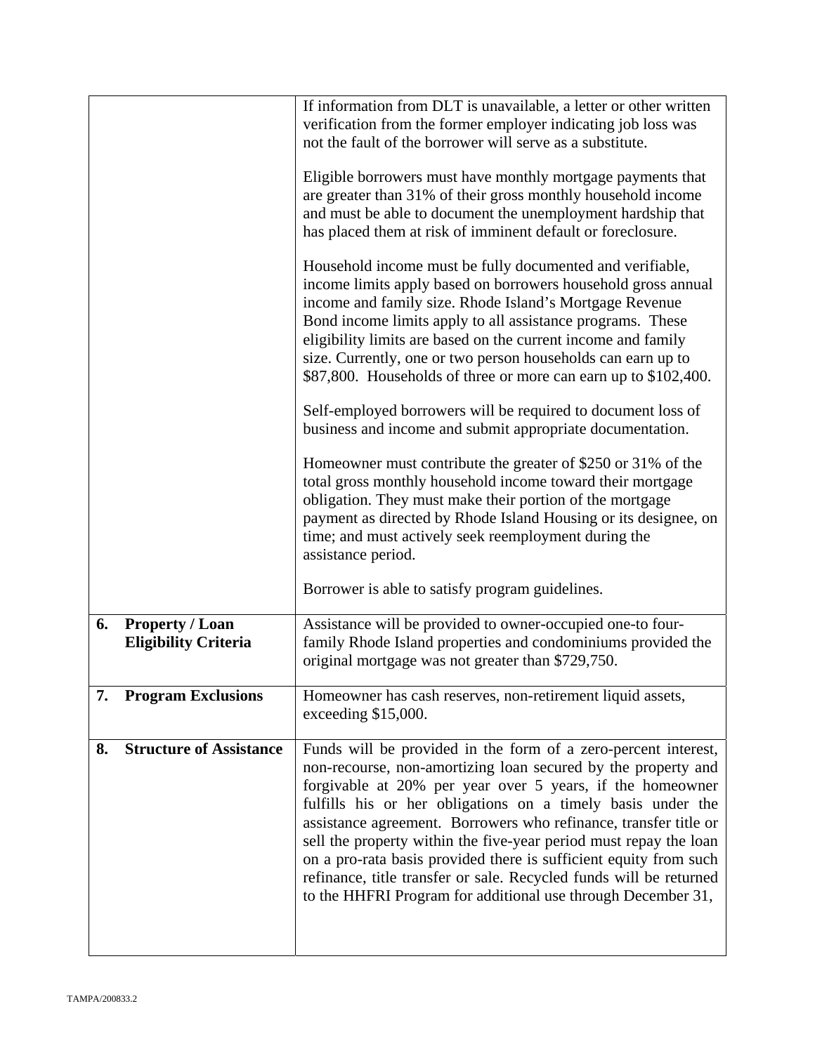| | |
|---|---|
| | If information from DLT is unavailable, a letter or other written verification from the former employer indicating job loss was not the fault of the borrower will serve as a substitute.<br><br>Eligible borrowers must have monthly mortgage payments that are greater than 31% of their gross monthly household income and must be able to document the unemployment hardship that has placed them at risk of imminent default or foreclosure.<br><br>Household income must be fully documented and verifiable, income limits apply based on borrowers household gross annual income and family size. Rhode Island's Mortgage Revenue Bond income limits apply to all assistance programs. These eligibility limits are based on the current income and family size. Currently, one or two person households can earn up to $87,800. Households of three or more can earn up to $102,400.<br><br>Self-employed borrowers will be required to document loss of business and income and submit appropriate documentation.<br><br>Homeowner must contribute the greater of $250 or 31% of the total gross monthly household income toward their mortgage obligation. They must make their portion of the mortgage payment as directed by Rhode Island Housing or its designee, on time; and must actively seek reemployment during the assistance period.<br><br>Borrower is able to satisfy program guidelines. |
| **6. Property / Loan Eligibility Criteria** | Assistance will be provided to owner-occupied one-to four-family Rhode Island properties and condominiums provided the original mortgage was not greater than $729,750. |
| **7. Program Exclusions** | Homeowner has cash reserves, non-retirement liquid assets, exceeding $15,000. |
| **8. Structure of Assistance** | Funds will be provided in the form of a zero-percent interest, non-recourse, non-amortizing loan secured by the property and forgivable at 20% per year over 5 years, if the homeowner fulfills his or her obligations on a timely basis under the assistance agreement. Borrowers who refinance, transfer title or sell the property within the five-year period must repay the loan on a pro-rata basis provided there is sufficient equity from such refinance, title transfer or sale. Recycled funds will be returned to the HHFRI Program for additional use through December 31, |

TAMPA/200833.2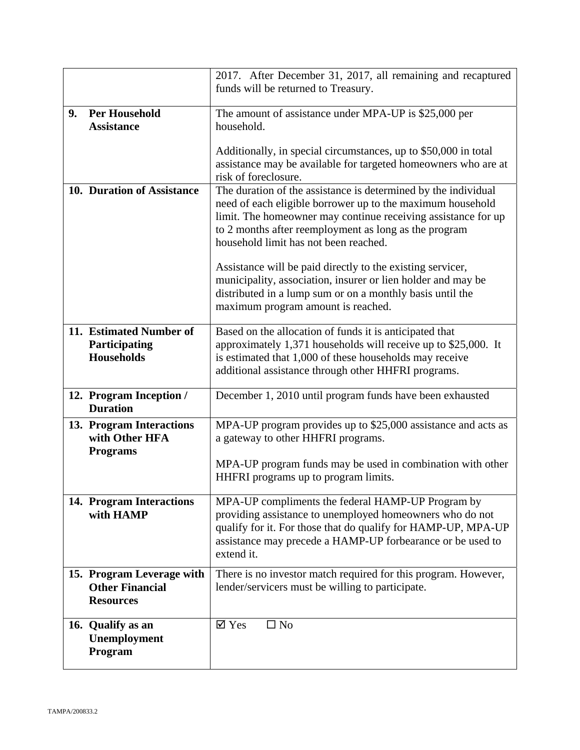| | |
|---|---|
| | 2017. After December 31, 2017, all remaining and recaptured funds will be returned to Treasury. |
| **9. Per Household Assistance** | The amount of assistance under MPA-UP is \$25,000 per household.<br><br>Additionally, in special circumstances, up to \$50,000 in total assistance may be available for targeted homeowners who are at risk of foreclosure. |
| **10. Duration of Assistance** | The duration of the assistance is determined by the individual need of each eligible borrower up to the maximum household limit. The homeowner may continue receiving assistance for up to 2 months after reemployment as long as the program household limit has not been reached.<br><br>Assistance will be paid directly to the existing servicer, municipality, association, insurer or lien holder and may be distributed in a lump sum or on a monthly basis until the maximum program amount is reached. |
| **11. Estimated Number of Participating Households** | Based on the allocation of funds it is anticipated that approximately 1,371 households will receive up to \$25,000. It is estimated that 1,000 of these households may receive additional assistance through other HHFRI programs. |
| **12. Program Inception / Duration** | December 1, 2010 until program funds have been exhausted |
| **13. Program Interactions with Other HFA Programs** | MPA-UP program provides up to \$25,000 assistance and acts as a gateway to other HHFRI programs.<br><br>MPA-UP program funds may be used in combination with other HHFRI programs up to program limits. |
| **14. Program Interactions with HAMP** | MPA-UP compliments the federal HAMP-UP Program by providing assistance to unemployed homeowners who do not qualify for it. For those that do qualify for HAMP-UP, MPA-UP assistance may precede a HAMP-UP forbearance or be used to extend it. |
| **15. Program Leverage with Other Financial Resources** | There is no investor match required for this program. However, lender/servicers must be willing to participate. |
| **16. Qualify as an Unemployment Program** | ☑ Yes ☐ No |

TAMPA/200833.2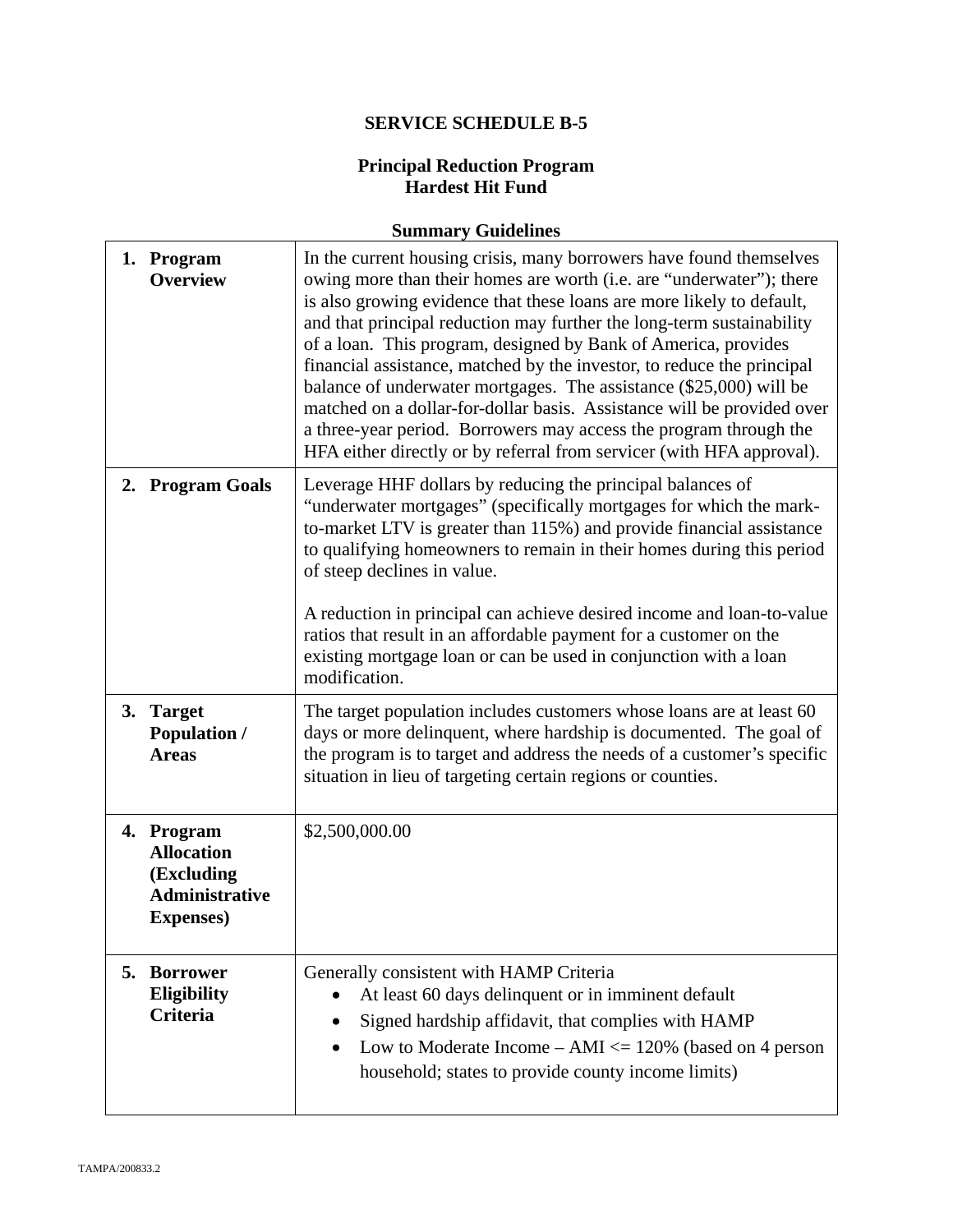# SERVICE SCHEDULE B-5

## Principal Reduction Program
## Hardest Hit Fund

### Summary Guidelines

| | |
|---|---|
| **1. Program Overview** | In the current housing crisis, many borrowers have found themselves owing more than their homes are worth (i.e. are "underwater"); there is also growing evidence that these loans are more likely to default, and that principal reduction may further the long-term sustainability of a loan. This program, designed by Bank of America, provides financial assistance, matched by the investor, to reduce the principal balance of underwater mortgages. The assistance ($25,000) will be matched on a dollar-for-dollar basis. Assistance will be provided over a three-year period. Borrowers may access the program through the HFA either directly or by referral from servicer (with HFA approval). |
| **2. Program Goals** | Leverage HHF dollars by reducing the principal balances of "underwater mortgages" (specifically mortgages for which the mark-to-market LTV is greater than 115%) and provide financial assistance to qualifying homeowners to remain in their homes during this period of steep declines in value.<br><br>A reduction in principal can achieve desired income and loan-to-value ratios that result in an affordable payment for a customer on the existing mortgage loan or can be used in conjunction with a loan modification. |
| **3. Target Population / Areas** | The target population includes customers whose loans are at least 60 days or more delinquent, where hardship is documented. The goal of the program is to target and address the needs of a customer's specific situation in lieu of targeting certain regions or counties. |
| **4. Program Allocation (Excluding Administrative Expenses)** | $2,500,000.00 |
| **5. Borrower Eligibility Criteria** | Generally consistent with HAMP Criteria<br>• At least 60 days delinquent or in imminent default<br>• Signed hardship affidavit, that complies with HAMP<br>• Low to Moderate Income – AMI <= 120% (based on 4 person household; states to provide county income limits) |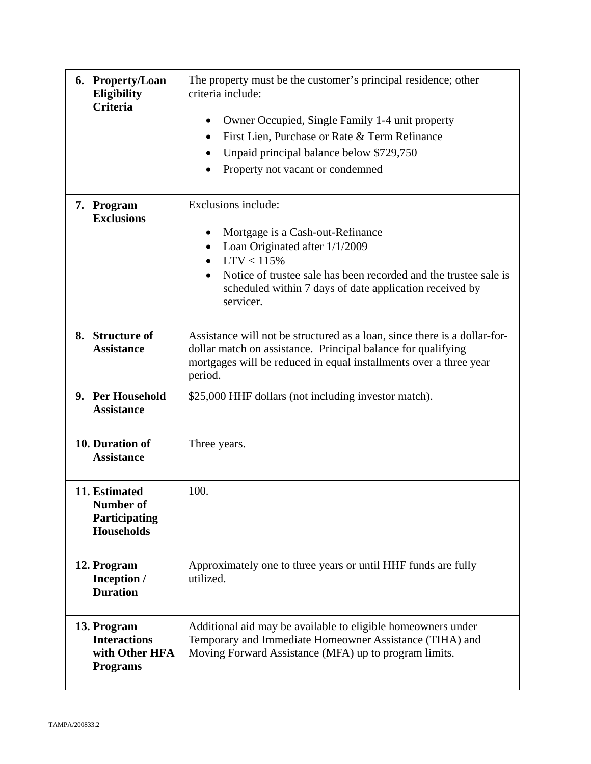| | |
|---|---|
| **6. Property/Loan Eligibility Criteria** | The property must be the customer's principal residence; other criteria include:<br><br>• Owner Occupied, Single Family 1-4 unit property<br>• First Lien, Purchase or Rate & Term Refinance<br>• Unpaid principal balance below $729,750<br>• Property not vacant or condemned |
| **7. Program Exclusions** | Exclusions include:<br><br>• Mortgage is a Cash-out-Refinance<br>• Loan Originated after 1/1/2009<br>• LTV < 115%<br>• Notice of trustee sale has been recorded and the trustee sale is scheduled within 7 days of date application received by servicer. |
| **8. Structure of Assistance** | Assistance will not be structured as a loan, since there is a dollar-for-dollar match on assistance. Principal balance for qualifying mortgages will be reduced in equal installments over a three year period. |
| **9. Per Household Assistance** | $25,000 HHF dollars (not including investor match). |
| **10. Duration of Assistance** | Three years. |
| **11. Estimated Number of Participating Households** | 100. |
| **12. Program Inception / Duration** | Approximately one to three years or until HHF funds are fully utilized. |
| **13. Program Interactions with Other HFA Programs** | Additional aid may be available to eligible homeowners under Temporary and Immediate Homeowner Assistance (TIHA) and Moving Forward Assistance (MFA) up to program limits. |

TAMPA/200833.2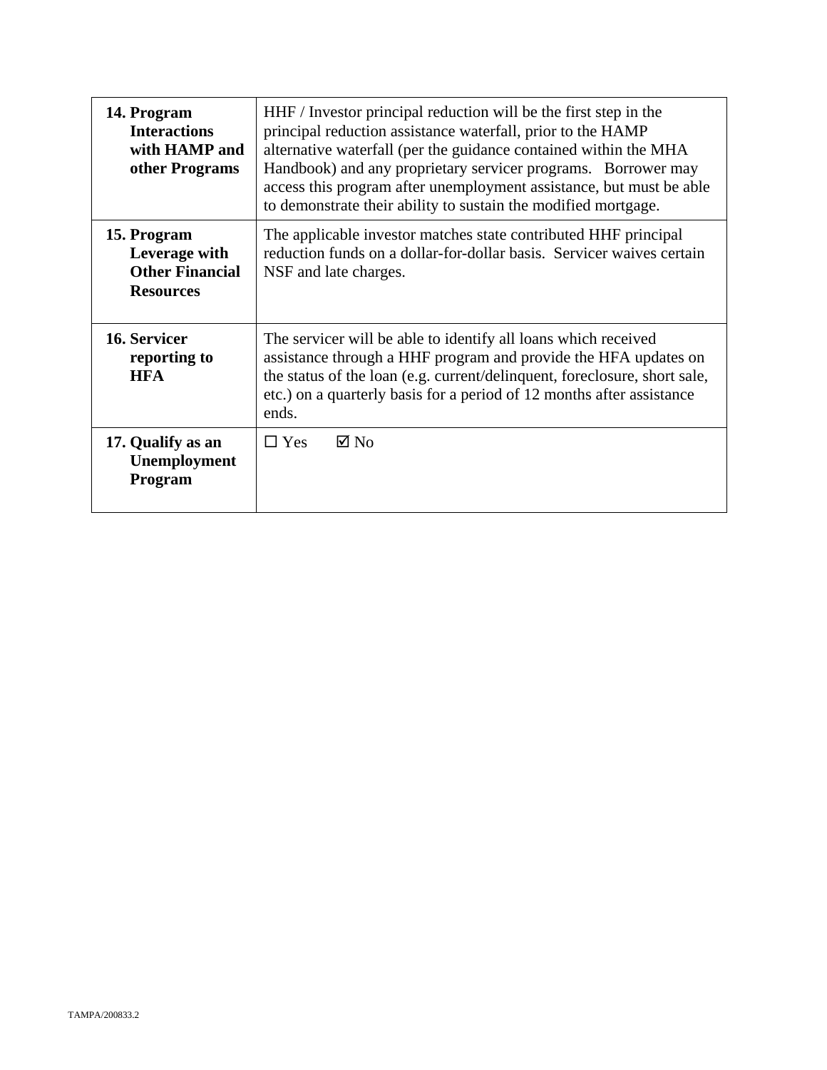| | |
|---|---|
| **14. Program Interactions with HAMP and other Programs** | HHF / Investor principal reduction will be the first step in the principal reduction assistance waterfall, prior to the HAMP alternative waterfall (per the guidance contained within the MHA Handbook) and any proprietary servicer programs. Borrower may access this program after unemployment assistance, but must be able to demonstrate their ability to sustain the modified mortgage. |
| **15. Program Leverage with Other Financial Resources** | The applicable investor matches state contributed HHF principal reduction funds on a dollar-for-dollar basis. Servicer waives certain NSF and late charges. |
| **16. Servicer reporting to HFA** | The servicer will be able to identify all loans which received assistance through a HHF program and provide the HFA updates on the status of the loan (e.g. current/delinquent, foreclosure, short sale, etc.) on a quarterly basis for a period of 12 months after assistance ends. |
| **17. Qualify as an Unemployment Program** | ☐ Yes ☑ No |

TAMPA/200833.2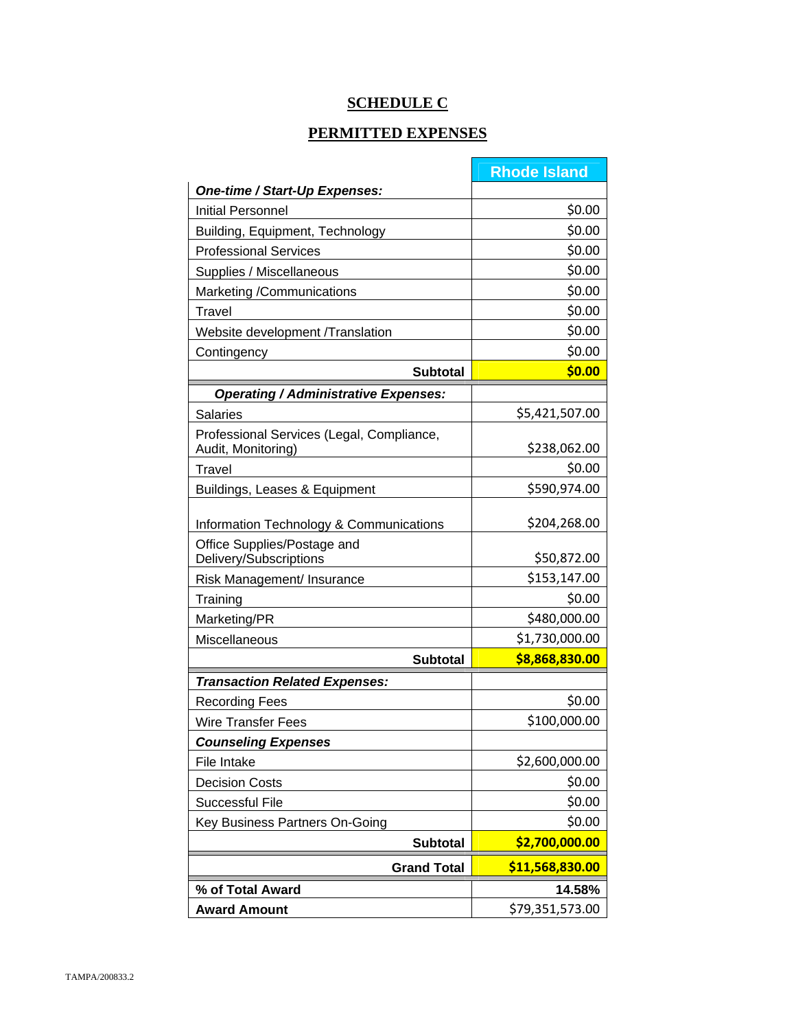**SCHEDULE C**

**PERMITTED EXPENSES**

| | Rhode Island |
|---|---|
| ***One-time / Start-Up Expenses:*** | |
| Initial Personnel | $0.00 |
| Building, Equipment, Technology | $0.00 |
| Professional Services | $0.00 |
| Supplies / Miscellaneous | $0.00 |
| Marketing /Communications | $0.00 |
| Travel | $0.00 |
| Website development /Translation | $0.00 |
| Contingency | $0.00 |
| **Subtotal** | **$0.00** |
| ***Operating / Administrative Expenses:*** | |
| Salaries | $5,421,507.00 |
| Professional Services (Legal, Compliance, Audit, Monitoring) | $238,062.00 |
| Travel | $0.00 |
| Buildings, Leases & Equipment | $590,974.00 |
| Information Technology & Communications | $204,268.00 |
| Office Supplies/Postage and Delivery/Subscriptions | $50,872.00 |
| Risk Management/ Insurance | $153,147.00 |
| Training | $0.00 |
| Marketing/PR | $480,000.00 |
| Miscellaneous | $1,730,000.00 |
| **Subtotal** | **$8,868,830.00** |
| ***Transaction Related Expenses:*** | |
| Recording Fees | $0.00 |
| Wire Transfer Fees | $100,000.00 |
| ***Counseling Expenses*** | |
| File Intake | $2,600,000.00 |
| Decision Costs | $0.00 |
| Successful File | $0.00 |
| Key Business Partners On-Going | $0.00 |
| **Subtotal** | **$2,700,000.00** |
| **Grand Total** | **$11,568,830.00** |
| **% of Total Award** | **14.58%** |
| **Award Amount** | $79,351,573.00 |

TAMPA/200833.2